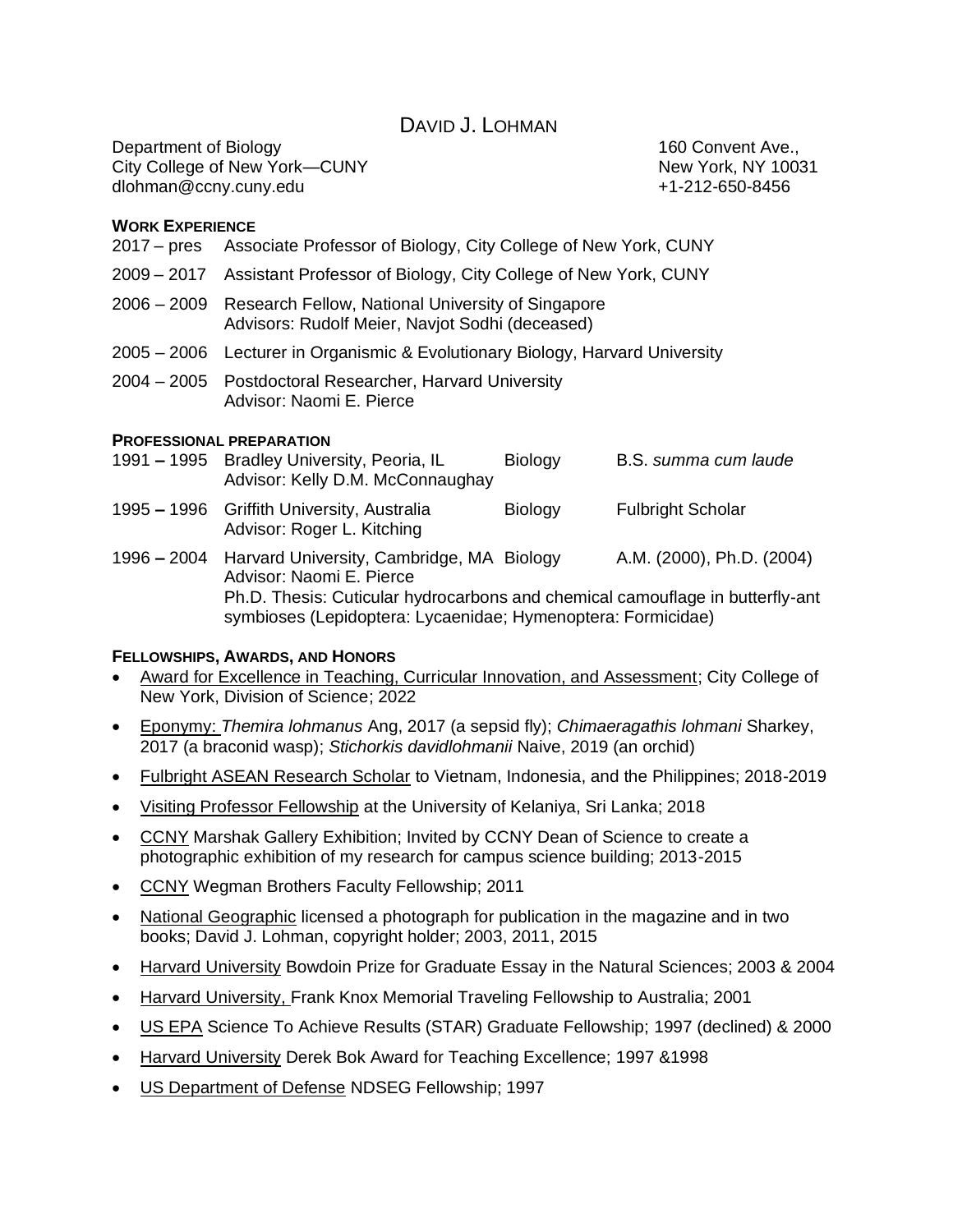# DAVID J. LOHMAN

Department of Biology
City College of New York—CUNY
dlohman@ccny.cuny.edu

160 Convent Ave.,
New York, NY 10031
+1-212-650-8456

## WORK EXPERIENCE

2017 – pres Associate Professor of Biology, City College of New York, CUNY

2009 – 2017 Assistant Professor of Biology, City College of New York, CUNY

2006 – 2009 Research Fellow, National University of Singapore
Advisors: Rudolf Meier, Navjot Sodhi (deceased)

2005 – 2006 Lecturer in Organismic & Evolutionary Biology, Harvard University

2004 – 2005 Postdoctoral Researcher, Harvard University
Advisor: Naomi E. Pierce

## PROFESSIONAL PREPARATION

| | | | |
|---|---|---|---|
| 1991 – 1995 | Bradley University, Peoria, IL<br>Advisor: Kelly D.M. McConnaughay | Biology | B.S. *summa cum laude* |
| 1995 – 1996 | Griffith University, Australia<br>Advisor: Roger L. Kitching | Biology | Fulbright Scholar |
| 1996 – 2004 | Harvard University, Cambridge, MA<br>Advisor: Naomi E. Pierce | Biology | A.M. (2000), Ph.D. (2004) |

Ph.D. Thesis: Cuticular hydrocarbons and chemical camouflage in butterfly-ant symbioses (Lepidoptera: Lycaenidae; Hymenoptera: Formicidae)

## FELLOWSHIPS, AWARDS, AND HONORS

- Award for Excellence in Teaching, Curricular Innovation, and Assessment; City College of New York, Division of Science; 2022
- Eponymy: *Themira lohmanus* Ang, 2017 (a sepsid fly); *Chimaeragathis lohmani* Sharkey, 2017 (a braconid wasp); *Stichorkis davidlohmanii* Naive, 2019 (an orchid)
- Fulbright ASEAN Research Scholar to Vietnam, Indonesia, and the Philippines; 2018-2019
- Visiting Professor Fellowship at the University of Kelaniya, Sri Lanka; 2018
- CCNY Marshak Gallery Exhibition; Invited by CCNY Dean of Science to create a photographic exhibition of my research for campus science building; 2013-2015
- CCNY Wegman Brothers Faculty Fellowship; 2011
- National Geographic licensed a photograph for publication in the magazine and in two books; David J. Lohman, copyright holder; 2003, 2011, 2015
- Harvard University Bowdoin Prize for Graduate Essay in the Natural Sciences; 2003 & 2004
- Harvard University, Frank Knox Memorial Traveling Fellowship to Australia; 2001
- US EPA Science To Achieve Results (STAR) Graduate Fellowship; 1997 (declined) & 2000
- Harvard University Derek Bok Award for Teaching Excellence; 1997 &1998
- US Department of Defense NDSEG Fellowship; 1997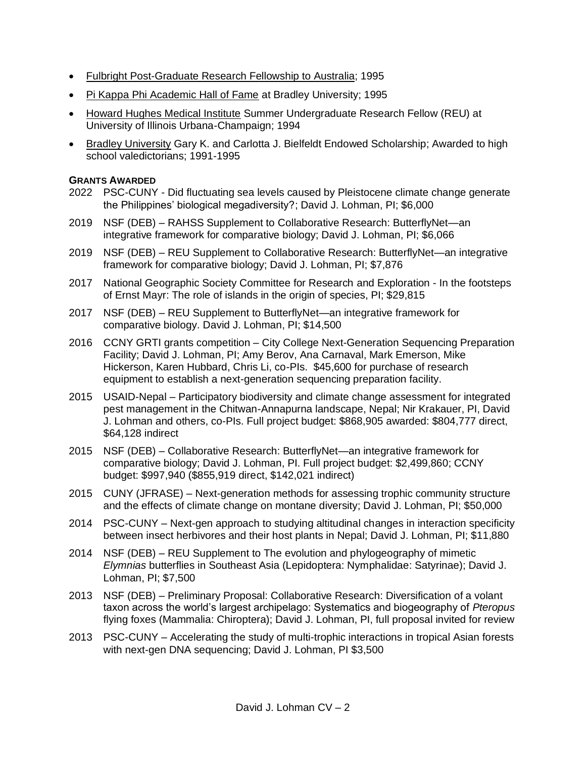- Fulbright Post-Graduate Research Fellowship to Australia; 1995
- Pi Kappa Phi Academic Hall of Fame at Bradley University; 1995
- Howard Hughes Medical Institute Summer Undergraduate Research Fellow (REU) at University of Illinois Urbana-Champaign; 1994
- Bradley University Gary K. and Carlotta J. Bielfeldt Endowed Scholarship; Awarded to high school valedictorians; 1991-1995

**GRANTS AWARDED**

2022 PSC-CUNY - Did fluctuating sea levels caused by Pleistocene climate change generate the Philippines' biological megadiversity?; David J. Lohman, PI; $6,000

2019 NSF (DEB) – RAHSS Supplement to Collaborative Research: ButterflyNet—an integrative framework for comparative biology; David J. Lohman, PI; $6,066

2019 NSF (DEB) – REU Supplement to Collaborative Research: ButterflyNet—an integrative framework for comparative biology; David J. Lohman, PI; $7,876

2017 National Geographic Society Committee for Research and Exploration - In the footsteps of Ernst Mayr: The role of islands in the origin of species, PI; $29,815

2017 NSF (DEB) – REU Supplement to ButterflyNet—an integrative framework for comparative biology. David J. Lohman, PI; $14,500

2016 CCNY GRTI grants competition – City College Next-Generation Sequencing Preparation Facility; David J. Lohman, PI; Amy Berov, Ana Carnaval, Mark Emerson, Mike Hickerson, Karen Hubbard, Chris Li, co-PIs. $45,600 for purchase of research equipment to establish a next-generation sequencing preparation facility.

2015 USAID-Nepal – Participatory biodiversity and climate change assessment for integrated pest management in the Chitwan-Annapurna landscape, Nepal; Nir Krakauer, PI, David J. Lohman and others, co-PIs. Full project budget: $868,905 awarded: $804,777 direct, $64,128 indirect

2015 NSF (DEB) – Collaborative Research: ButterflyNet—an integrative framework for comparative biology; David J. Lohman, PI. Full project budget: $2,499,860; CCNY budget: $997,940 ($855,919 direct, $142,021 indirect)

2015 CUNY (JFRASE) – Next-generation methods for assessing trophic community structure and the effects of climate change on montane diversity; David J. Lohman, PI; $50,000

2014 PSC-CUNY – Next-gen approach to studying altitudinal changes in interaction specificity between insect herbivores and their host plants in Nepal; David J. Lohman, PI; $11,880

2014 NSF (DEB) – REU Supplement to The evolution and phylogeography of mimetic *Elymnias* butterflies in Southeast Asia (Lepidoptera: Nymphalidae: Satyrinae); David J. Lohman, PI; $7,500

2013 NSF (DEB) – Preliminary Proposal: Collaborative Research: Diversification of a volant taxon across the world's largest archipelago: Systematics and biogeography of *Pteropus* flying foxes (Mammalia: Chiroptera); David J. Lohman, PI, full proposal invited for review

2013 PSC-CUNY – Accelerating the study of multi-trophic interactions in tropical Asian forests with next-gen DNA sequencing; David J. Lohman, PI $3,500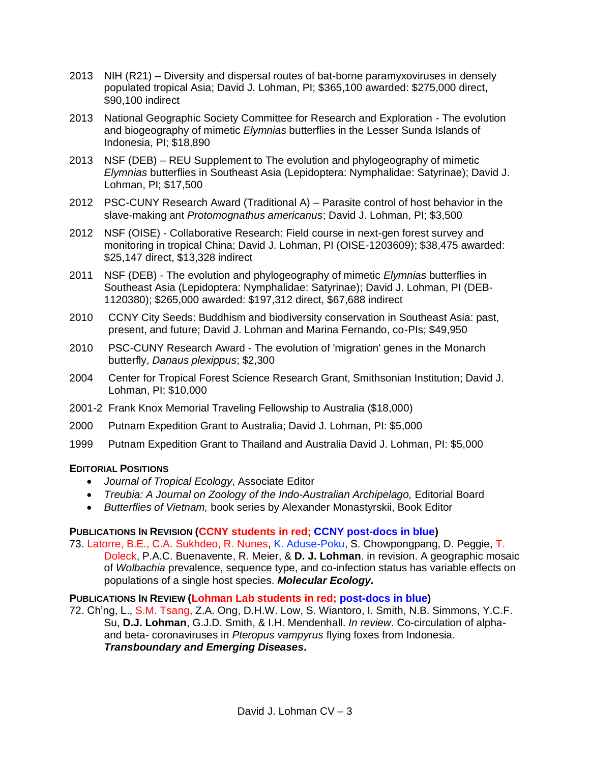- 2013 NIH (R21) – Diversity and dispersal routes of bat-borne paramyxoviruses in densely populated tropical Asia; David J. Lohman, PI; $365,100 awarded: $275,000 direct, $90,100 indirect
- 2013 National Geographic Society Committee for Research and Exploration - The evolution and biogeography of mimetic *Elymnias* butterflies in the Lesser Sunda Islands of Indonesia, PI; $18,890
- 2013 NSF (DEB) – REU Supplement to The evolution and phylogeography of mimetic *Elymnias* butterflies in Southeast Asia (Lepidoptera: Nymphalidae: Satyrinae); David J. Lohman, PI; $17,500
- 2012 PSC-CUNY Research Award (Traditional A) – Parasite control of host behavior in the slave-making ant *Protomognathus americanus*; David J. Lohman, PI; $3,500
- 2012 NSF (OISE) - Collaborative Research: Field course in next-gen forest survey and monitoring in tropical China; David J. Lohman, PI (OISE-1203609); $38,475 awarded: $25,147 direct, $13,328 indirect
- 2011 NSF (DEB) - The evolution and phylogeography of mimetic *Elymnias* butterflies in Southeast Asia (Lepidoptera: Nymphalidae: Satyrinae); David J. Lohman, PI (DEB-1120380); $265,000 awarded: $197,312 direct, $67,688 indirect
- 2010 CCNY City Seeds: Buddhism and biodiversity conservation in Southeast Asia: past, present, and future; David J. Lohman and Marina Fernando, co-PIs; $49,950
- 2010 PSC-CUNY Research Award - The evolution of 'migration' genes in the Monarch butterfly, *Danaus plexippus*; $2,300
- 2004 Center for Tropical Forest Science Research Grant, Smithsonian Institution; David J. Lohman, PI; $10,000
- 2001-2 Frank Knox Memorial Traveling Fellowship to Australia ($18,000)
- 2000 Putnam Expedition Grant to Australia; David J. Lohman, PI: $5,000
- 1999 Putnam Expedition Grant to Thailand and Australia David J. Lohman, PI: $5,000

**EDITORIAL POSITIONS**

- *Journal of Tropical Ecology*, Associate Editor
- *Treubia: A Journal on Zoology of the Indo-Australian Archipelago,* Editorial Board
- *Butterflies of Vietnam,* book series by Alexander Monastyrskii, Book Editor

**PUBLICATIONS IN REVISION (CCNY students in red; CCNY post-docs in blue)**

73. Latorre, B.E., C.A. Sukhdeo, R. Nunes, K. Aduse-Poku, S. Chowpongpang, D. Peggie, T. Doleck, P.A.C. Buenavente, R. Meier, & **D. J. Lohman**. in revision. A geographic mosaic of *Wolbachia* prevalence, sequence type, and co-infection status has variable effects on populations of a single host species. ***Molecular Ecology.***

**PUBLICATIONS IN REVIEW (Lohman Lab students in red; post-docs in blue)**

72. Ch'ng, L., S.M. Tsang, Z.A. Ong, D.H.W. Low, S. Wiantoro, I. Smith, N.B. Simmons, Y.C.F. Su, **D.J. Lohman**, G.J.D. Smith, & I.H. Mendenhall. *In review*. Co-circulation of alpha- and beta- coronaviruses in *Pteropus vampyrus* flying foxes from Indonesia. ***Transboundary and Emerging Diseases.***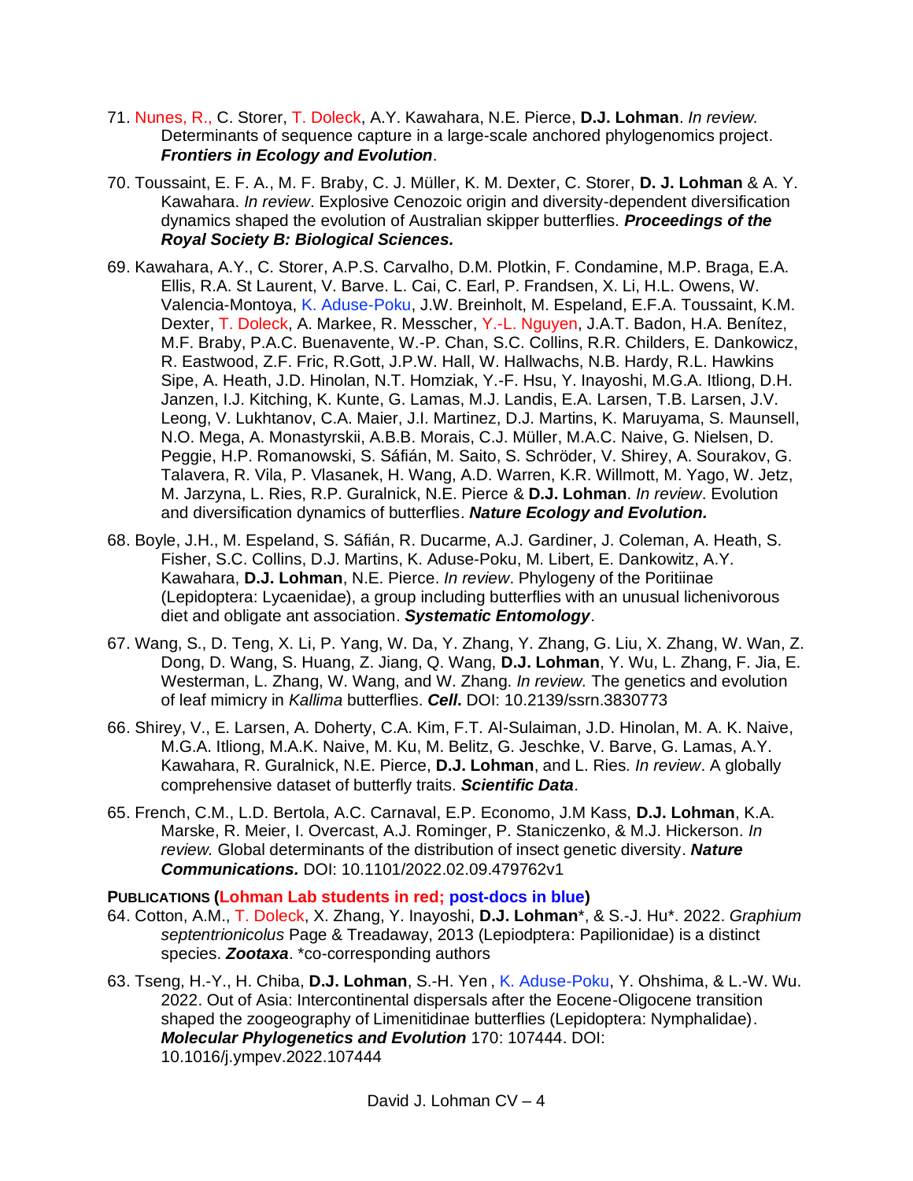71. Nunes, R., C. Storer, T. Doleck, A.Y. Kawahara, N.E. Pierce, **D.J. Lohman**. *In review.* Determinants of sequence capture in a large-scale anchored phylogenomics project. ***Frontiers in Ecology and Evolution***.

70. Toussaint, E. F. A., M. F. Braby, C. J. Müller, K. M. Dexter, C. Storer, **D. J. Lohman** & A. Y. Kawahara. *In review*. Explosive Cenozoic origin and diversity-dependent diversification dynamics shaped the evolution of Australian skipper butterflies. ***Proceedings of the Royal Society B: Biological Sciences.***

69. Kawahara, A.Y., C. Storer, A.P.S. Carvalho, D.M. Plotkin, F. Condamine, M.P. Braga, E.A. Ellis, R.A. St Laurent, V. Barve. L. Cai, C. Earl, P. Frandsen, X. Li, H.L. Owens, W. Valencia-Montoya, K. Aduse-Poku, J.W. Breinholt, M. Espeland, E.F.A. Toussaint, K.M. Dexter, T. Doleck, A. Markee, R. Messcher, Y.-L. Nguyen, J.A.T. Badon, H.A. Benítez, M.F. Braby, P.A.C. Buenavente, W.-P. Chan, S.C. Collins, R.R. Childers, E. Dankowicz, R. Eastwood, Z.F. Fric, R.Gott, J.P.W. Hall, W. Hallwachs, N.B. Hardy, R.L. Hawkins Sipe, A. Heath, J.D. Hinolan, N.T. Homziak, Y.-F. Hsu, Y. Inayoshi, M.G.A. Itliong, D.H. Janzen, I.J. Kitching, K. Kunte, G. Lamas, M.J. Landis, E.A. Larsen, T.B. Larsen, J.V. Leong, V. Lukhtanov, C.A. Maier, J.I. Martinez, D.J. Martins, K. Maruyama, S. Maunsell, N.O. Mega, A. Monastyrskii, A.B.B. Morais, C.J. Müller, M.A.C. Naive, G. Nielsen, D. Peggie, H.P. Romanowski, S. Sáfián, M. Saito, S. Schröder, V. Shirey, A. Sourakov, G. Talavera, R. Vila, P. Vlasanek, H. Wang, A.D. Warren, K.R. Willmott, M. Yago, W. Jetz, M. Jarzyna, L. Ries, R.P. Guralnick, N.E. Pierce & **D.J. Lohman**. *In review*. Evolution and diversification dynamics of butterflies. ***Nature Ecology and Evolution.***

68. Boyle, J.H., M. Espeland, S. Sáfián, R. Ducarme, A.J. Gardiner, J. Coleman, A. Heath, S. Fisher, S.C. Collins, D.J. Martins, K. Aduse-Poku, M. Libert, E. Dankowitz, A.Y. Kawahara, **D.J. Lohman**, N.E. Pierce. *In review*. Phylogeny of the Poritiinae (Lepidoptera: Lycaenidae), a group including butterflies with an unusual lichenivorous diet and obligate ant association. ***Systematic Entomology***.

67. Wang, S., D. Teng, X. Li, P. Yang, W. Da, Y. Zhang, Y. Zhang, G. Liu, X. Zhang, W. Wan, Z. Dong, D. Wang, S. Huang, Z. Jiang, Q. Wang, **D.J. Lohman**, Y. Wu, L. Zhang, F. Jia, E. Westerman, L. Zhang, W. Wang, and W. Zhang. *In review.* The genetics and evolution of leaf mimicry in *Kallima* butterflies. ***Cell***. DOI: 10.2139/ssrn.3830773

66. Shirey, V., E. Larsen, A. Doherty, C.A. Kim, F.T. Al-Sulaiman, J.D. Hinolan, M. A. K. Naive, M.G.A. Itliong, M.A.K. Naive, M. Ku, M. Belitz, G. Jeschke, V. Barve, G. Lamas, A.Y. Kawahara, R. Guralnick, N.E. Pierce, **D.J. Lohman**, and L. Ries. *In review*. A globally comprehensive dataset of butterfly traits. ***Scientific Data***.

65. French, C.M., L.D. Bertola, A.C. Carnaval, E.P. Economo, J.M Kass, **D.J. Lohman**, K.A. Marske, R. Meier, I. Overcast, A.J. Rominger, P. Staniczenko, & M.J. Hickerson. *In review.* Global determinants of the distribution of insect genetic diversity. ***Nature Communications.*** DOI: 10.1101/2022.02.09.479762v1

**PUBLICATIONS (Lohman Lab students in red; post-docs in blue)**

64. Cotton, A.M., T. Doleck, X. Zhang, Y. Inayoshi, **D.J. Lohman**\*, & S.-J. Hu\*. 2022. *Graphium septentrionicolus* Page & Treadaway, 2013 (Lepiodptera: Papilionidae) is a distinct species. ***Zootaxa***. \*co-corresponding authors

63. Tseng, H.-Y., H. Chiba, **D.J. Lohman**, S.-H. Yen , K. Aduse-Poku, Y. Ohshima, & L.-W. Wu. 2022. Out of Asia: Intercontinental dispersals after the Eocene-Oligocene transition shaped the zoogeography of Limenitidinae butterflies (Lepidoptera: Nymphalidae). ***Molecular Phylogenetics and Evolution*** 170: 107444. DOI: 10.1016/j.ympev.2022.107444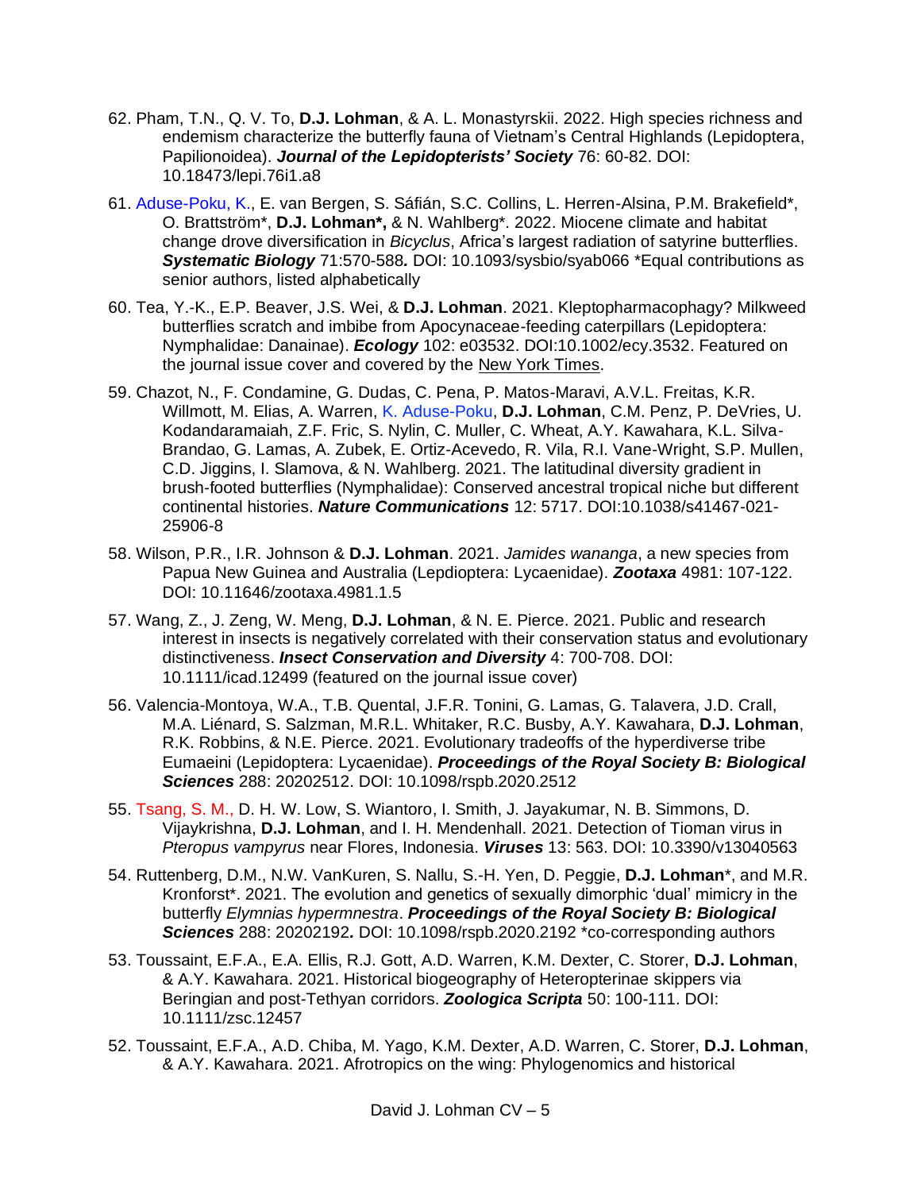62. Pham, T.N., Q. V. To, **D.J. Lohman**, & A. L. Monastyrskii. 2022. High species richness and endemism characterize the butterfly fauna of Vietnam's Central Highlands (Lepidoptera, Papilionoidea). ***Journal of the Lepidopterists' Society*** 76: 60-82. DOI: 10.18473/lepi.76i1.a8

61. Aduse-Poku, K., E. van Bergen, S. Sáfián, S.C. Collins, L. Herren-Alsina, P.M. Brakefield*, O. Brattström*, **D.J. Lohman*,** & N. Wahlberg*. 2022. Miocene climate and habitat change drove diversification in *Bicyclus*, Africa's largest radiation of satyrine butterflies. ***Systematic Biology*** 71:570-588**.** DOI: 10.1093/sysbio/syab066 *Equal contributions as senior authors, listed alphabetically

60. Tea, Y.-K., E.P. Beaver, J.S. Wei, & **D.J. Lohman**. 2021. Kleptopharmacophagy? Milkweed butterflies scratch and imbibe from Apocynaceae-feeding caterpillars (Lepidoptera: Nymphalidae: Danainae). ***Ecology*** 102: e03532. DOI:10.1002/ecy.3532. Featured on the journal issue cover and covered by the New York Times.

59. Chazot, N., F. Condamine, G. Dudas, C. Pena, P. Matos-Maravi, A.V.L. Freitas, K.R. Willmott, M. Elias, A. Warren, K. Aduse-Poku, **D.J. Lohman**, C.M. Penz, P. DeVries, U. Kodandaramaiah, Z.F. Fric, S. Nylin, C. Muller, C. Wheat, A.Y. Kawahara, K.L. Silva-Brandao, G. Lamas, A. Zubek, E. Ortiz-Acevedo, R. Vila, R.I. Vane-Wright, S.P. Mullen, C.D. Jiggins, I. Slamova, & N. Wahlberg. 2021. The latitudinal diversity gradient in brush-footed butterflies (Nymphalidae): Conserved ancestral tropical niche but different continental histories. ***Nature Communications*** 12: 5717. DOI:10.1038/s41467-021-25906-8

58. Wilson, P.R., I.R. Johnson & **D.J. Lohman**. 2021. *Jamides wananga*, a new species from Papua New Guinea and Australia (Lepdioptera: Lycaenidae). ***Zootaxa*** 4981: 107-122. DOI: 10.11646/zootaxa.4981.1.5

57. Wang, Z., J. Zeng, W. Meng, **D.J. Lohman**, & N. E. Pierce. 2021. Public and research interest in insects is negatively correlated with their conservation status and evolutionary distinctiveness. ***Insect Conservation and Diversity*** 4: 700-708. DOI: 10.1111/icad.12499 (featured on the journal issue cover)

56. Valencia-Montoya, W.A., T.B. Quental, J.F.R. Tonini, G. Lamas, G. Talavera, J.D. Crall, M.A. Liénard, S. Salzman, M.R.L. Whitaker, R.C. Busby, A.Y. Kawahara, **D.J. Lohman**, R.K. Robbins, & N.E. Pierce. 2021. Evolutionary tradeoffs of the hyperdiverse tribe Eumaeini (Lepidoptera: Lycaenidae). ***Proceedings of the Royal Society B: Biological Sciences*** 288: 20202512. DOI: 10.1098/rspb.2020.2512

55. Tsang, S. M., D. H. W. Low, S. Wiantoro, I. Smith, J. Jayakumar, N. B. Simmons, D. Vijaykrishna, **D.J. Lohman**, and I. H. Mendenhall. 2021. Detection of Tioman virus in *Pteropus vampyrus* near Flores, Indonesia. ***Viruses*** 13: 563. DOI: 10.3390/v13040563

54. Ruttenberg, D.M., N.W. VanKuren, S. Nallu, S.-H. Yen, D. Peggie, **D.J. Lohman***, and M.R. Kronforst*. 2021. The evolution and genetics of sexually dimorphic 'dual' mimicry in the butterfly *Elymnias hypermnestra*. ***Proceedings of the Royal Society B: Biological Sciences*** 288: 20202192**.** DOI: 10.1098/rspb.2020.2192 *co-corresponding authors

53. Toussaint, E.F.A., E.A. Ellis, R.J. Gott, A.D. Warren, K.M. Dexter, C. Storer, **D.J. Lohman**, & A.Y. Kawahara. 2021. Historical biogeography of Heteropterinae skippers via Beringian and post-Tethyan corridors. ***Zoologica Scripta*** 50: 100-111. DOI: 10.1111/zsc.12457

52. Toussaint, E.F.A., A.D. Chiba, M. Yago, K.M. Dexter, A.D. Warren, C. Storer, **D.J. Lohman**, & A.Y. Kawahara. 2021. Afrotropics on the wing: Phylogenomics and historical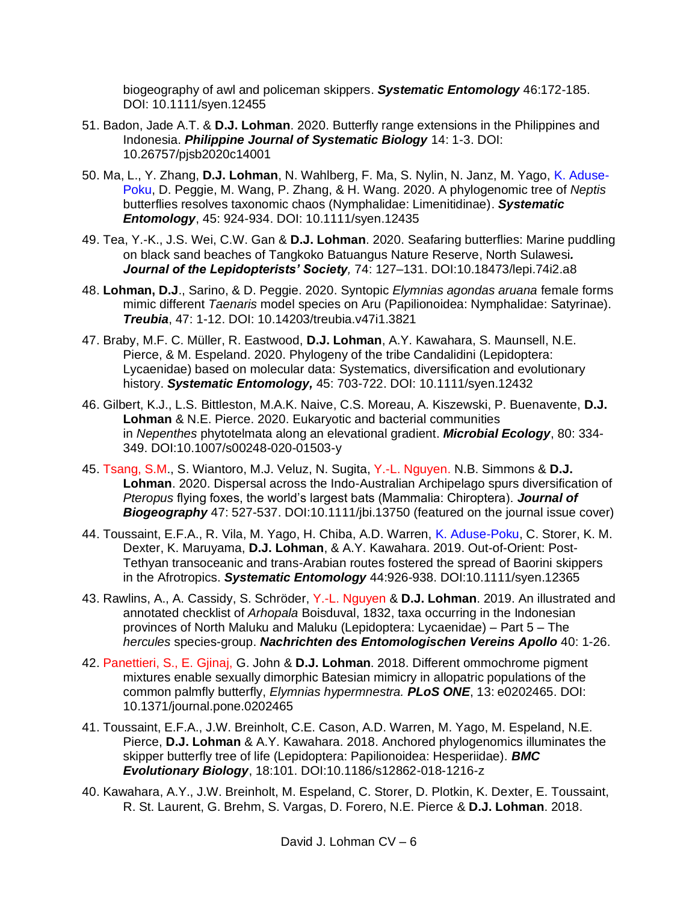biogeography of awl and policeman skippers. ***Systematic Entomology*** 46:172-185. DOI: 10.1111/syen.12455

51. Badon, Jade A.T. & **D.J. Lohman**. 2020. Butterfly range extensions in the Philippines and Indonesia. ***Philippine Journal of Systematic Biology*** 14: 1-3. DOI: 10.26757/pjsb2020c14001

50. Ma, L., Y. Zhang, **D.J. Lohman**, N. Wahlberg, F. Ma, S. Nylin, N. Janz, M. Yago, K. Aduse-Poku, D. Peggie, M. Wang, P. Zhang, & H. Wang. 2020. A phylogenomic tree of *Neptis* butterflies resolves taxonomic chaos (Nymphalidae: Limenitidinae). ***Systematic Entomology***, 45: 924-934. DOI: 10.1111/syen.12435

49. Tea, Y.-K., J.S. Wei, C.W. Gan & **D.J. Lohman**. 2020. Seafaring butterflies: Marine puddling on black sand beaches of Tangkoko Batuangus Nature Reserve, North Sulawesi**.** ***Journal of the Lepidopterists' Society***, 74: 127–131. DOI:10.18473/lepi.74i2.a8

48. **Lohman, D.J**., Sarino, & D. Peggie. 2020. Syntopic *Elymnias agondas aruana* female forms mimic different *Taenaris* model species on Aru (Papilionoidea: Nymphalidae: Satyrinae). ***Treubia***, 47: 1-12. DOI: 10.14203/treubia.v47i1.3821

47. Braby, M.F. C. Müller, R. Eastwood, **D.J. Lohman**, A.Y. Kawahara, S. Maunsell, N.E. Pierce, & M. Espeland. 2020. Phylogeny of the tribe Candalidini (Lepidoptera: Lycaenidae) based on molecular data: Systematics, diversification and evolutionary history. ***Systematic Entomology,*** 45: 703-722. DOI: 10.1111/syen.12432

46. Gilbert, K.J., L.S. Bittleston, M.A.K. Naive, C.S. Moreau, A. Kiszewski, P. Buenavente, **D.J. Lohman** & N.E. Pierce. 2020. Eukaryotic and bacterial communities in *Nepenthes* phytotelmata along an elevational gradient. ***Microbial Ecology***, 80: 334-349. DOI:10.1007/s00248-020-01503-y

45. Tsang, S.M., S. Wiantoro, M.J. Veluz, N. Sugita, Y.-L. Nguyen. N.B. Simmons & **D.J. Lohman**. 2020. Dispersal across the Indo-Australian Archipelago spurs diversification of *Pteropus* flying foxes, the world's largest bats (Mammalia: Chiroptera). ***Journal of Biogeography*** 47: 527-537. DOI:10.1111/jbi.13750 (featured on the journal issue cover)

44. Toussaint, E.F.A., R. Vila, M. Yago, H. Chiba, A.D. Warren, K. Aduse-Poku, C. Storer, K. M. Dexter, K. Maruyama, **D.J. Lohman**, & A.Y. Kawahara. 2019. Out-of-Orient: Post-Tethyan transoceanic and trans-Arabian routes fostered the spread of Baorini skippers in the Afrotropics. ***Systematic Entomology*** 44:926-938. DOI:10.1111/syen.12365

43. Rawlins, A., A. Cassidy, S. Schröder, Y.-L. Nguyen & **D.J. Lohman**. 2019. An illustrated and annotated checklist of *Arhopala* Boisduval, 1832, taxa occurring in the Indonesian provinces of North Maluku and Maluku (Lepidoptera: Lycaenidae) – Part 5 – The *hercules* species-group. ***Nachrichten des Entomologischen Vereins Apollo*** 40: 1-26.

42. Panettieri, S., E. Gjinaj, G. John & **D.J. Lohman**. 2018. Different ommochrome pigment mixtures enable sexually dimorphic Batesian mimicry in allopatric populations of the common palmfly butterfly, *Elymnias hypermnestra.* ***PLoS ONE***, 13: e0202465. DOI: 10.1371/journal.pone.0202465

41. Toussaint, E.F.A., J.W. Breinholt, C.E. Cason, A.D. Warren, M. Yago, M. Espeland, N.E. Pierce, **D.J. Lohman** & A.Y. Kawahara. 2018. Anchored phylogenomics illuminates the skipper butterfly tree of life (Lepidoptera: Papilionoidea: Hesperiidae). ***BMC Evolutionary Biology***, 18:101. DOI:10.1186/s12862-018-1216-z

40. Kawahara, A.Y., J.W. Breinholt, M. Espeland, C. Storer, D. Plotkin, K. Dexter, E. Toussaint, R. St. Laurent, G. Brehm, S. Vargas, D. Forero, N.E. Pierce & **D.J. Lohman**. 2018.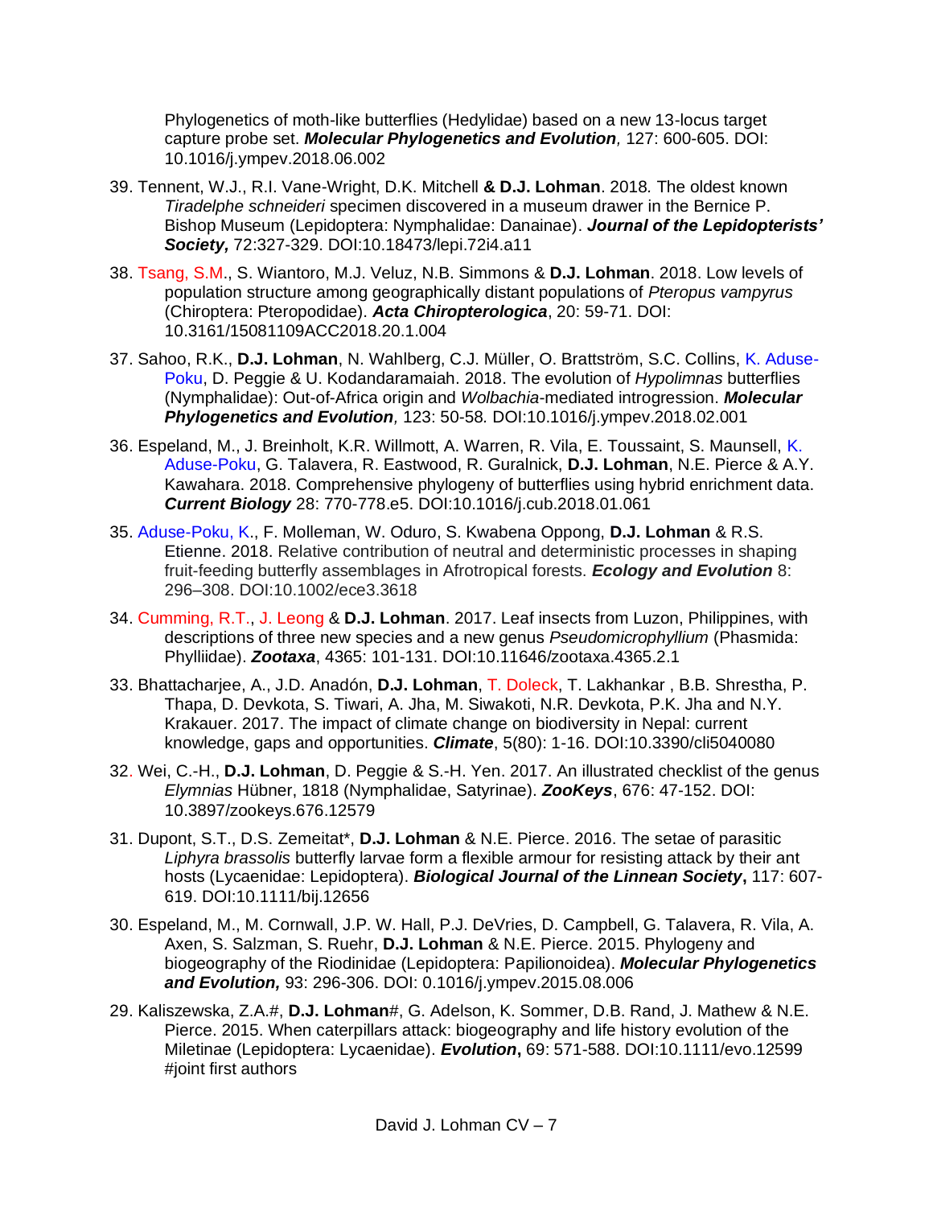Phylogenetics of moth-like butterflies (Hedylidae) based on a new 13-locus target capture probe set. ***Molecular Phylogenetics and Evolution**,* 127: 600-605. DOI: 10.1016/j.ympev.2018.06.002

39. Tennent, W.J., R.I. Vane-Wright, D.K. Mitchell **& D.J. Lohman**. 2018. The oldest known *Tiradelphe schneideri* specimen discovered in a museum drawer in the Bernice P. Bishop Museum (Lepidoptera: Nymphalidae: Danainae). ***Journal of the Lepidopterists' Society,*** 72:327-329. DOI:10.18473/lepi.72i4.a11

38. Tsang, S.M., S. Wiantoro, M.J. Veluz, N.B. Simmons & **D.J. Lohman**. 2018. Low levels of population structure among geographically distant populations of *Pteropus vampyrus* (Chiroptera: Pteropodidae). ***Acta Chiropterologica***, 20: 59-71. DOI: 10.3161/15081109ACC2018.20.1.004

37. Sahoo, R.K., **D.J. Lohman**, N. Wahlberg, C.J. Müller, O. Brattström, S.C. Collins, K. Aduse-Poku, D. Peggie & U. Kodandaramaiah. 2018. The evolution of *Hypolimnas* butterflies (Nymphalidae): Out-of-Africa origin and *Wolbachia*-mediated introgression. ***Molecular Phylogenetics and Evolution**,* 123: 50-58*.* DOI:10.1016/j.ympev.2018.02.001

36. Espeland, M., J. Breinholt, K.R. Willmott, A. Warren, R. Vila, E. Toussaint, S. Maunsell, K. Aduse-Poku, G. Talavera, R. Eastwood, R. Guralnick, **D.J. Lohman**, N.E. Pierce & A.Y. Kawahara. 2018. Comprehensive phylogeny of butterflies using hybrid enrichment data. ***Current Biology*** 28: 770-778.e5. DOI:10.1016/j.cub.2018.01.061

35. Aduse-Poku, K., F. Molleman, W. Oduro, S. Kwabena Oppong, **D.J. Lohman** & R.S. Etienne. 2018. Relative contribution of neutral and deterministic processes in shaping fruit-feeding butterfly assemblages in Afrotropical forests. ***Ecology and Evolution*** 8: 296–308. DOI:10.1002/ece3.3618

34. Cumming, R.T., J. Leong & **D.J. Lohman**. 2017. Leaf insects from Luzon, Philippines, with descriptions of three new species and a new genus *Pseudomicrophyllium* (Phasmida: Phylliidae). ***Zootaxa***, 4365: 101-131. DOI:10.11646/zootaxa.4365.2.1

33. Bhattacharjee, A., J.D. Anadón, **D.J. Lohman**, T. Doleck, T. Lakhankar , B.B. Shrestha, P. Thapa, D. Devkota, S. Tiwari, A. Jha, M. Siwakoti, N.R. Devkota, P.K. Jha and N.Y. Krakauer. 2017. The impact of climate change on biodiversity in Nepal: current knowledge, gaps and opportunities. ***Climate***, 5(80): 1-16. DOI:10.3390/cli5040080

32. Wei, C.-H., **D.J. Lohman**, D. Peggie & S.-H. Yen. 2017. An illustrated checklist of the genus *Elymnias* Hübner, 1818 (Nymphalidae, Satyrinae). ***ZooKeys***, 676: 47-152. DOI: 10.3897/zookeys.676.12579

31. Dupont, S.T., D.S. Zemeitat*, **D.J. Lohman** & N.E. Pierce. 2016. The setae of parasitic *Liphyra brassolis* butterfly larvae form a flexible armour for resisting attack by their ant hosts (Lycaenidae: Lepidoptera). ***Biological Journal of the Linnean Society*, **117: 607-619. DOI:10.1111/bij.12656

30. Espeland, M., M. Cornwall, J.P. W. Hall, P.J. DeVries, D. Campbell, G. Talavera, R. Vila, A. Axen, S. Salzman, S. Ruehr, **D.J. Lohman** & N.E. Pierce. 2015. Phylogeny and biogeography of the Riodinidae (Lepidoptera: Papilionoidea). ***Molecular Phylogenetics and Evolution,*** 93: 296-306. DOI: 0.1016/j.ympev.2015.08.006

29. Kaliszewska, Z.A.#, **D.J. Lohman**#, G. Adelson, K. Sommer, D.B. Rand, J. Mathew & N.E. Pierce. 2015. When caterpillars attack: biogeography and life history evolution of the Miletinae (Lepidoptera: Lycaenidae). ***Evolution*, **69: 571-588. DOI:10.1111/evo.12599 #joint first authors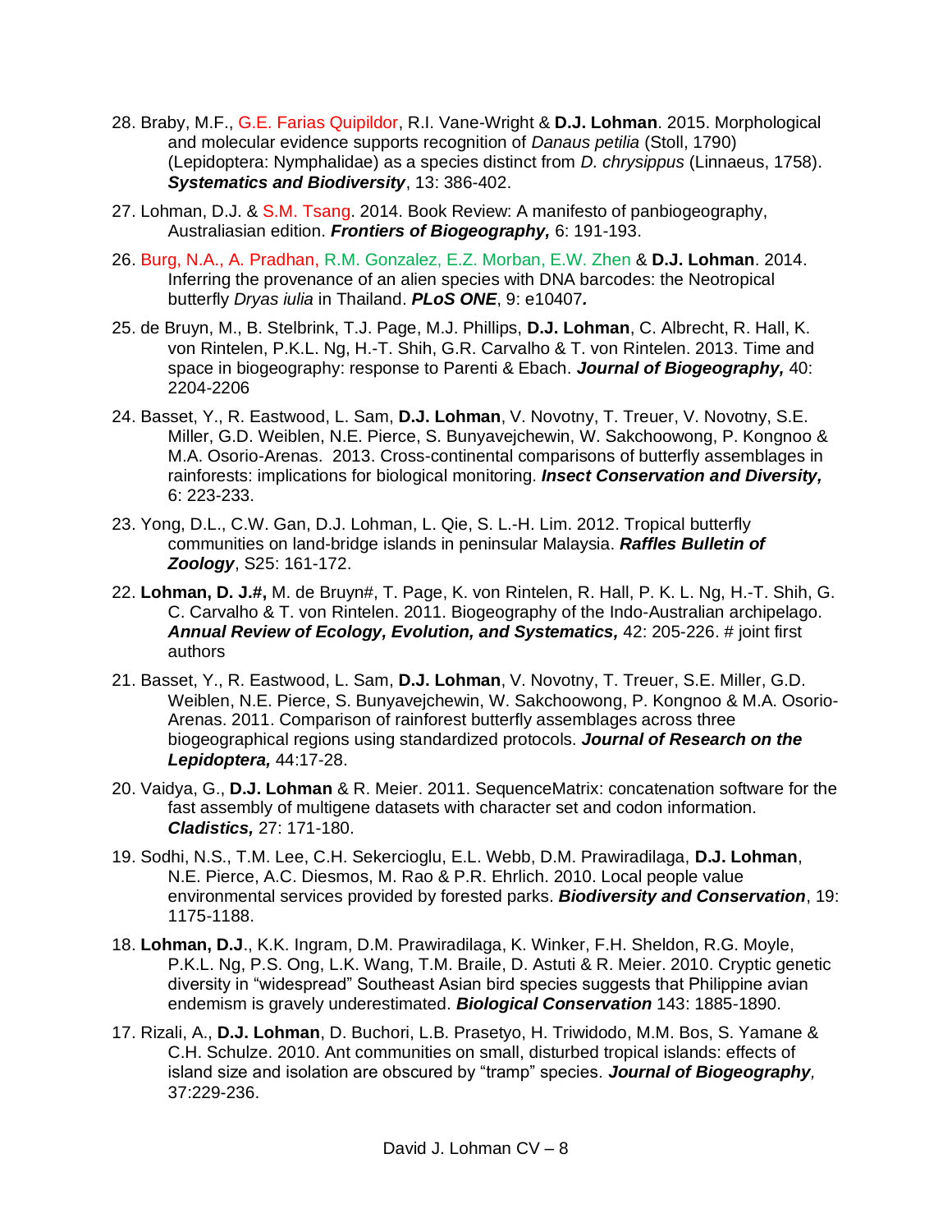28. Braby, M.F., G.E. Farias Quipildor, R.I. Vane-Wright & **D.J. Lohman**. 2015. Morphological and molecular evidence supports recognition of *Danaus petilia* (Stoll, 1790) (Lepidoptera: Nymphalidae) as a species distinct from *D. chrysippus* (Linnaeus, 1758). ***Systematics and Biodiversity***, 13: 386-402.

27. Lohman, D.J. & S.M. Tsang. 2014. Book Review: A manifesto of panbiogeography, Australiasian edition. ***Frontiers of Biogeography,*** 6: 191-193.

26. Burg, N.A., A. Pradhan, R.M. Gonzalez, E.Z. Morban, E.W. Zhen & **D.J. Lohman**. 2014. Inferring the provenance of an alien species with DNA barcodes: the Neotropical butterfly *Dryas iulia* in Thailand. ***PLoS ONE***, 9: e10407***.***

25. de Bruyn, M., B. Stelbrink, T.J. Page, M.J. Phillips, **D.J. Lohman**, C. Albrecht, R. Hall, K. von Rintelen, P.K.L. Ng, H.-T. Shih, G.R. Carvalho & T. von Rintelen. 2013. Time and space in biogeography: response to Parenti & Ebach. ***Journal of Biogeography,*** 40: 2204-2206

24. Basset, Y., R. Eastwood, L. Sam, **D.J. Lohman**, V. Novotny, T. Treuer, V. Novotny, S.E. Miller, G.D. Weiblen, N.E. Pierce, S. Bunyavejchewin, W. Sakchoowong, P. Kongnoo & M.A. Osorio-Arenas. 2013. Cross-continental comparisons of butterfly assemblages in rainforests: implications for biological monitoring. ***Insect Conservation and Diversity,*** 6: 223-233.

23. Yong, D.L., C.W. Gan, D.J. Lohman, L. Qie, S. L.-H. Lim. 2012. Tropical butterfly communities on land-bridge islands in peninsular Malaysia. ***Raffles Bulletin of Zoology***, S25: 161-172.

22. **Lohman, D. J.#,** M. de Bruyn#, T. Page, K. von Rintelen, R. Hall, P. K. L. Ng, H.-T. Shih, G. C. Carvalho & T. von Rintelen. 2011. Biogeography of the Indo-Australian archipelago. ***Annual Review of Ecology, Evolution, and Systematics,*** 42: 205-226. # joint first authors

21. Basset, Y., R. Eastwood, L. Sam, **D.J. Lohman**, V. Novotny, T. Treuer, S.E. Miller, G.D. Weiblen, N.E. Pierce, S. Bunyavejchewin, W. Sakchoowong, P. Kongnoo & M.A. Osorio-Arenas. 2011. Comparison of rainforest butterfly assemblages across three biogeographical regions using standardized protocols. ***Journal of Research on the Lepidoptera,*** 44:17-28.

20. Vaidya, G., **D.J. Lohman** & R. Meier. 2011. SequenceMatrix: concatenation software for the fast assembly of multigene datasets with character set and codon information. ***Cladistics,*** 27: 171-180.

19. Sodhi, N.S., T.M. Lee, C.H. Sekercioglu, E.L. Webb, D.M. Prawiradilaga, **D.J. Lohman**, N.E. Pierce, A.C. Diesmos, M. Rao & P.R. Ehrlich. 2010. Local people value environmental services provided by forested parks. ***Biodiversity and Conservation***, 19: 1175-1188.

18. **Lohman, D.J**., K.K. Ingram, D.M. Prawiradilaga, K. Winker, F.H. Sheldon, R.G. Moyle, P.K.L. Ng, P.S. Ong, L.K. Wang, T.M. Braile, D. Astuti & R. Meier. 2010. Cryptic genetic diversity in "widespread" Southeast Asian bird species suggests that Philippine avian endemism is gravely underestimated. ***Biological Conservation*** 143: 1885-1890.

17. Rizali, A., **D.J. Lohman**, D. Buchori, L.B. Prasetyo, H. Triwidodo, M.M. Bos, S. Yamane & C.H. Schulze. 2010. Ant communities on small, disturbed tropical islands: effects of island size and isolation are obscured by "tramp" species. ***Journal of Biogeography**,* 37:229-236.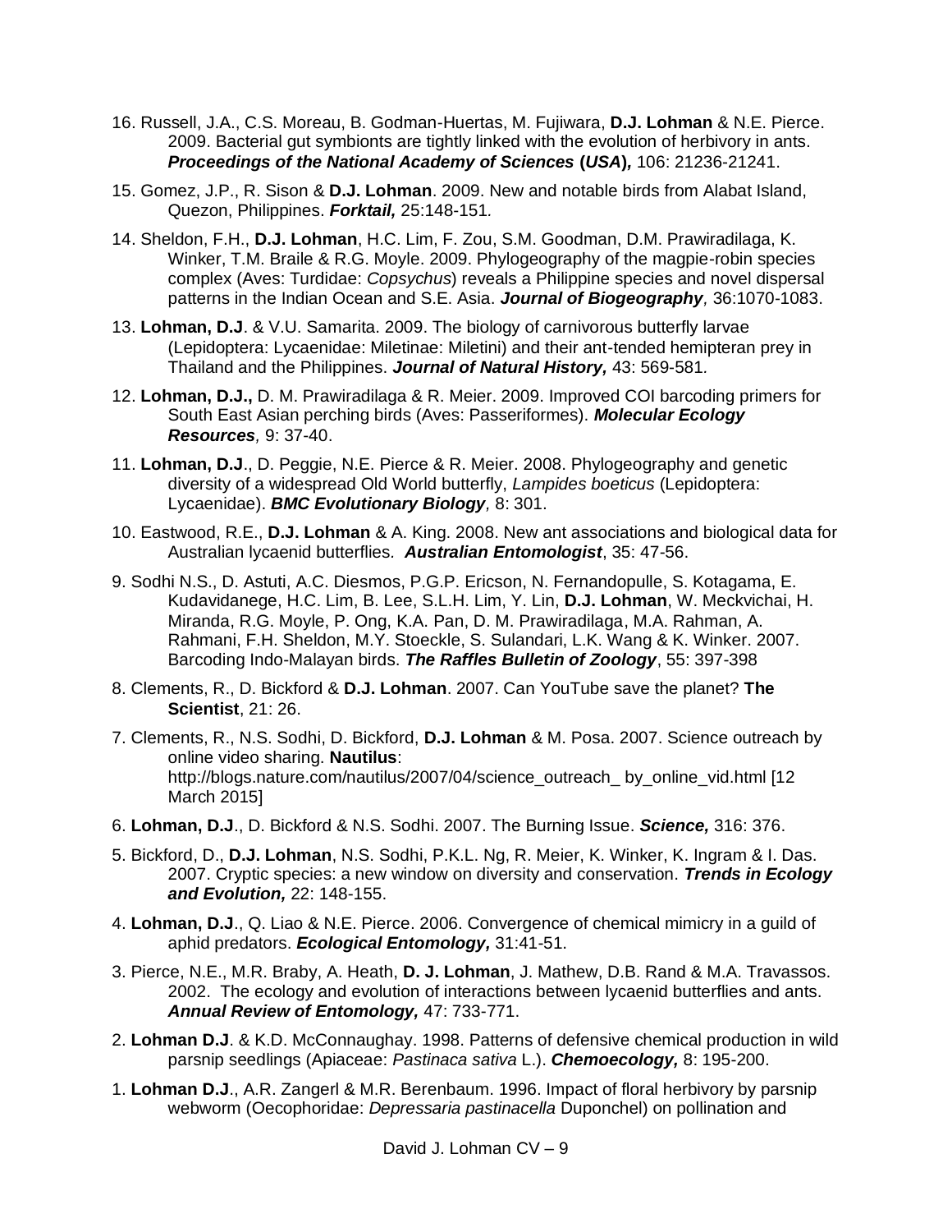16. Russell, J.A., C.S. Moreau, B. Godman-Huertas, M. Fujiwara, **D.J. Lohman** & N.E. Pierce. 2009. Bacterial gut symbionts are tightly linked with the evolution of herbivory in ants. ***Proceedings of the National Academy of Sciences* (*USA*),** 106: 21236-21241.

15. Gomez, J.P., R. Sison & **D.J. Lohman**. 2009. New and notable birds from Alabat Island, Quezon, Philippines. ***Forktail,*** 25:148-151.

14. Sheldon, F.H., **D.J. Lohman**, H.C. Lim, F. Zou, S.M. Goodman, D.M. Prawiradilaga, K. Winker, T.M. Braile & R.G. Moyle. 2009. Phylogeography of the magpie-robin species complex (Aves: Turdidae: *Copsychus*) reveals a Philippine species and novel dispersal patterns in the Indian Ocean and S.E. Asia. ***Journal of Biogeography,*** 36:1070-1083.

13. **Lohman, D.J**. & V.U. Samarita. 2009. The biology of carnivorous butterfly larvae (Lepidoptera: Lycaenidae: Miletinae: Miletini) and their ant-tended hemipteran prey in Thailand and the Philippines. ***Journal of Natural History,*** 43: 569-581.

12. **Lohman, D.J.,** D. M. Prawiradilaga & R. Meier. 2009. Improved COI barcoding primers for South East Asian perching birds (Aves: Passeriformes). ***Molecular Ecology Resources,*** 9: 37-40.

11. **Lohman, D.J**., D. Peggie, N.E. Pierce & R. Meier. 2008. Phylogeography and genetic diversity of a widespread Old World butterfly, *Lampides boeticus* (Lepidoptera: Lycaenidae). ***BMC Evolutionary Biology,*** 8: 301.

10. Eastwood, R.E., **D.J. Lohman** & A. King. 2008. New ant associations and biological data for Australian lycaenid butterflies. ***Australian Entomologist***, 35: 47-56.

9. Sodhi N.S., D. Astuti, A.C. Diesmos, P.G.P. Ericson, N. Fernandopulle, S. Kotagama, E. Kudavidanege, H.C. Lim, B. Lee, S.L.H. Lim, Y. Lin, **D.J. Lohman**, W. Meckvichai, H. Miranda, R.G. Moyle, P. Ong, K.A. Pan, D. M. Prawiradilaga, M.A. Rahman, A. Rahmani, F.H. Sheldon, M.Y. Stoeckle, S. Sulandari, L.K. Wang & K. Winker. 2007. Barcoding Indo-Malayan birds. ***The Raffles Bulletin of Zoology***, 55: 397-398

8. Clements, R., D. Bickford & **D.J. Lohman**. 2007. Can YouTube save the planet? **The Scientist**, 21: 26.

7. Clements, R., N.S. Sodhi, D. Bickford, **D.J. Lohman** & M. Posa. 2007. Science outreach by online video sharing. **Nautilus**: http://blogs.nature.com/nautilus/2007/04/science_outreach_ by_online_vid.html [12 March 2015]

6. **Lohman, D.J**., D. Bickford & N.S. Sodhi. 2007. The Burning Issue. ***Science,*** 316: 376.

5. Bickford, D., **D.J. Lohman**, N.S. Sodhi, P.K.L. Ng, R. Meier, K. Winker, K. Ingram & I. Das. 2007. Cryptic species: a new window on diversity and conservation. ***Trends in Ecology and Evolution,*** 22: 148-155.

4. **Lohman, D.J**., Q. Liao & N.E. Pierce. 2006. Convergence of chemical mimicry in a guild of aphid predators. ***Ecological Entomology,*** 31:41-51.

3. Pierce, N.E., M.R. Braby, A. Heath, **D. J. Lohman**, J. Mathew, D.B. Rand & M.A. Travassos. 2002. The ecology and evolution of interactions between lycaenid butterflies and ants. ***Annual Review of Entomology,*** 47: 733-771.

2. **Lohman D.J**. & K.D. McConnaughay. 1998. Patterns of defensive chemical production in wild parsnip seedlings (Apiaceae: *Pastinaca sativa* L.). ***Chemoecology,*** 8: 195-200.

1. **Lohman D.J**., A.R. Zangerl & M.R. Berenbaum. 1996. Impact of floral herbivory by parsnip webworm (Oecophoridae: *Depressaria pastinacella* Duponchel) on pollination and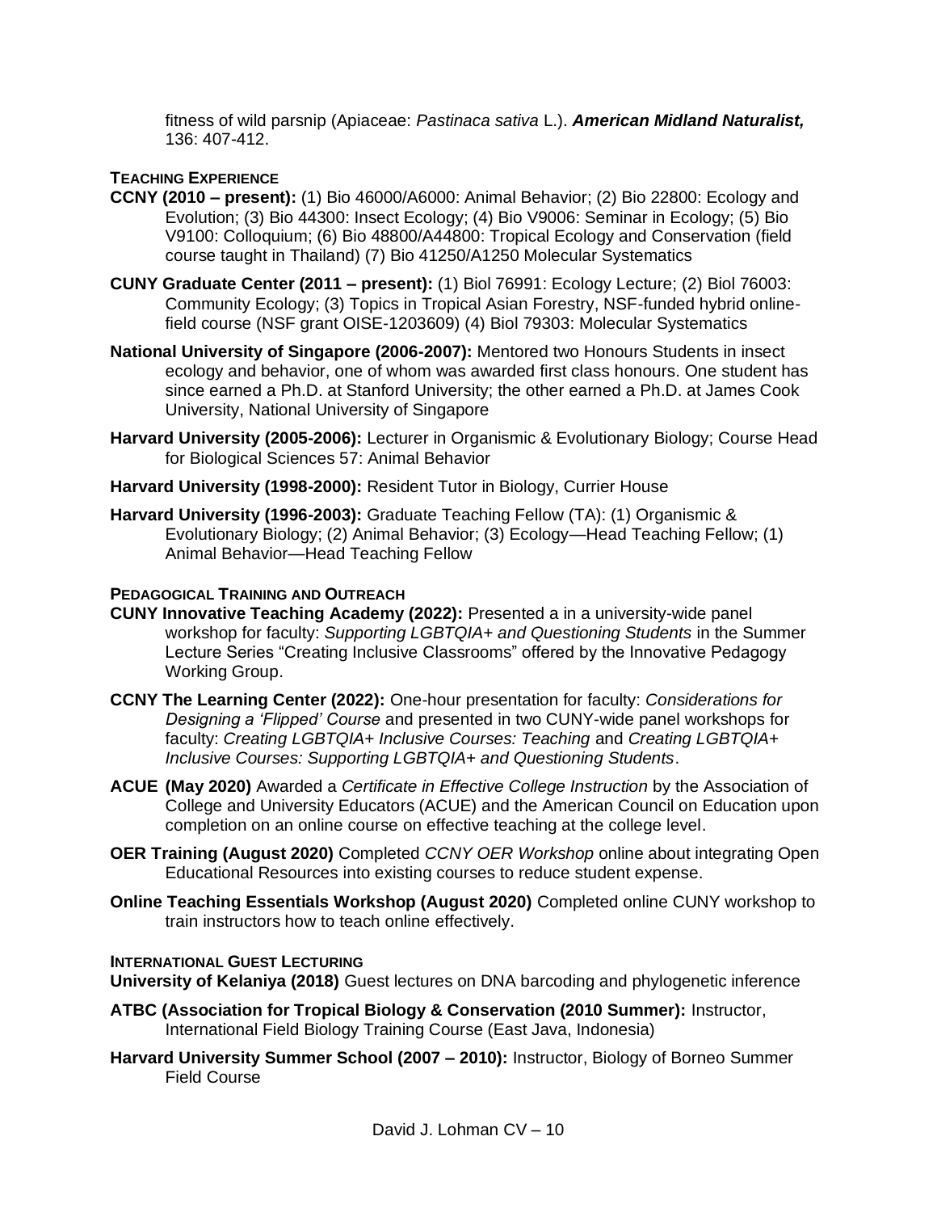fitness of wild parsnip (Apiaceae: *Pastinaca sativa* L.). ***American Midland Naturalist,*** 136: 407-412.

### TEACHING EXPERIENCE

**CCNY (2010 – present):** (1) Bio 46000/A6000: Animal Behavior; (2) Bio 22800: Ecology and Evolution; (3) Bio 44300: Insect Ecology; (4) Bio V9006: Seminar in Ecology; (5) Bio V9100: Colloquium; (6) Bio 48800/A44800: Tropical Ecology and Conservation (field course taught in Thailand) (7) Bio 41250/A1250 Molecular Systematics

**CUNY Graduate Center (2011 – present):** (1) Biol 76991: Ecology Lecture; (2) Biol 76003: Community Ecology; (3) Topics in Tropical Asian Forestry, NSF-funded hybrid online-field course (NSF grant OISE-1203609) (4) Biol 79303: Molecular Systematics

**National University of Singapore (2006-2007):** Mentored two Honours Students in insect ecology and behavior, one of whom was awarded first class honours. One student has since earned a Ph.D. at Stanford University; the other earned a Ph.D. at James Cook University, National University of Singapore

**Harvard University (2005-2006):** Lecturer in Organismic & Evolutionary Biology; Course Head for Biological Sciences 57: Animal Behavior

**Harvard University (1998-2000):** Resident Tutor in Biology, Currier House

**Harvard University (1996-2003):** Graduate Teaching Fellow (TA): (1) Organismic & Evolutionary Biology; (2) Animal Behavior; (3) Ecology—Head Teaching Fellow; (1) Animal Behavior—Head Teaching Fellow

### PEDAGOGICAL TRAINING AND OUTREACH

**CUNY Innovative Teaching Academy (2022):** Presented a in a university-wide panel workshop for faculty: *Supporting LGBTQIA+ and Questioning Students* in the Summer Lecture Series "Creating Inclusive Classrooms" offered by the Innovative Pedagogy Working Group.

**CCNY The Learning Center (2022):** One-hour presentation for faculty: *Considerations for Designing a 'Flipped' Course* and presented in two CUNY-wide panel workshops for faculty: *Creating LGBTQIA+ Inclusive Courses: Teaching* and *Creating LGBTQIA+ Inclusive Courses: Supporting LGBTQIA+ and Questioning Students*.

**ACUE (May 2020)** Awarded a *Certificate in Effective College Instruction* by the Association of College and University Educators (ACUE) and the American Council on Education upon completion on an online course on effective teaching at the college level.

**OER Training (August 2020)** Completed *CCNY OER Workshop* online about integrating Open Educational Resources into existing courses to reduce student expense.

**Online Teaching Essentials Workshop (August 2020)** Completed online CUNY workshop to train instructors how to teach online effectively.

### INTERNATIONAL GUEST LECTURING

**University of Kelaniya (2018)** Guest lectures on DNA barcoding and phylogenetic inference

**ATBC (Association for Tropical Biology & Conservation (2010 Summer):** Instructor, International Field Biology Training Course (East Java, Indonesia)

**Harvard University Summer School (2007 – 2010):** Instructor, Biology of Borneo Summer Field Course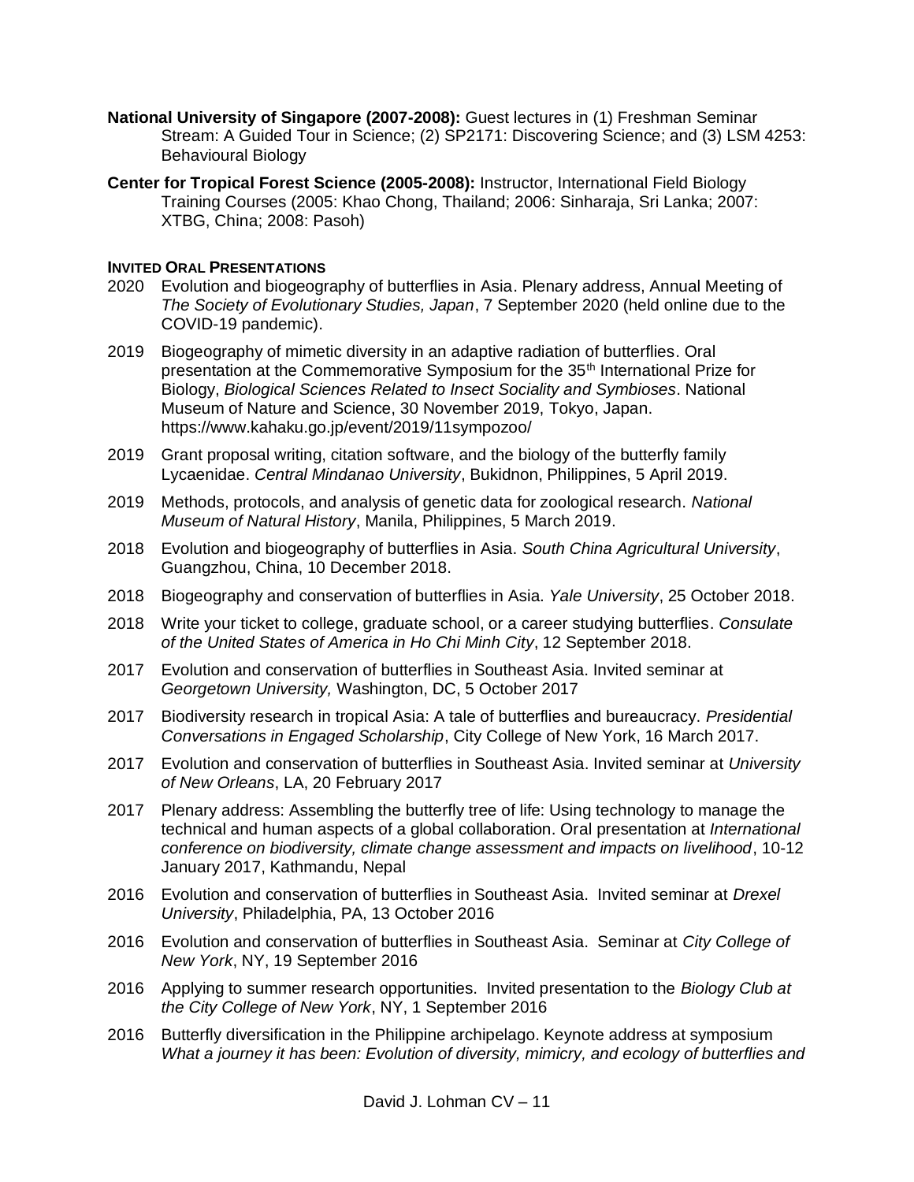**National University of Singapore (2007-2008):** Guest lectures in (1) Freshman Seminar Stream: A Guided Tour in Science; (2) SP2171: Discovering Science; and (3) LSM 4253: Behavioural Biology

**Center for Tropical Forest Science (2005-2008):** Instructor, International Field Biology Training Courses (2005: Khao Chong, Thailand; 2006: Sinharaja, Sri Lanka; 2007: XTBG, China; 2008: Pasoh)

### INVITED ORAL PRESENTATIONS

2020 Evolution and biogeography of butterflies in Asia. Plenary address, Annual Meeting of *The Society of Evolutionary Studies, Japan*, 7 September 2020 (held online due to the COVID-19 pandemic).

2019 Biogeography of mimetic diversity in an adaptive radiation of butterflies. Oral presentation at the Commemorative Symposium for the 35th International Prize for Biology, *Biological Sciences Related to Insect Sociality and Symbioses*. National Museum of Nature and Science, 30 November 2019, Tokyo, Japan. https://www.kahaku.go.jp/event/2019/11sympozoo/

2019 Grant proposal writing, citation software, and the biology of the butterfly family Lycaenidae. *Central Mindanao University*, Bukidnon, Philippines, 5 April 2019.

2019 Methods, protocols, and analysis of genetic data for zoological research. *National Museum of Natural History*, Manila, Philippines, 5 March 2019.

2018 Evolution and biogeography of butterflies in Asia. *South China Agricultural University*, Guangzhou, China, 10 December 2018.

2018 Biogeography and conservation of butterflies in Asia. *Yale University*, 25 October 2018.

2018 Write your ticket to college, graduate school, or a career studying butterflies. *Consulate of the United States of America in Ho Chi Minh City*, 12 September 2018.

2017 Evolution and conservation of butterflies in Southeast Asia. Invited seminar at *Georgetown University,* Washington, DC, 5 October 2017

2017 Biodiversity research in tropical Asia: A tale of butterflies and bureaucracy. *Presidential Conversations in Engaged Scholarship*, City College of New York, 16 March 2017.

2017 Evolution and conservation of butterflies in Southeast Asia. Invited seminar at *University of New Orleans*, LA, 20 February 2017

2017 Plenary address: Assembling the butterfly tree of life: Using technology to manage the technical and human aspects of a global collaboration. Oral presentation at *International conference on biodiversity, climate change assessment and impacts on livelihood*, 10-12 January 2017, Kathmandu, Nepal

2016 Evolution and conservation of butterflies in Southeast Asia. Invited seminar at *Drexel University*, Philadelphia, PA, 13 October 2016

2016 Evolution and conservation of butterflies in Southeast Asia. Seminar at *City College of New York*, NY, 19 September 2016

2016 Applying to summer research opportunities. Invited presentation to the *Biology Club at the City College of New York*, NY, 1 September 2016

2016 Butterfly diversification in the Philippine archipelago. Keynote address at symposium *What a journey it has been: Evolution of diversity, mimicry, and ecology of butterflies and*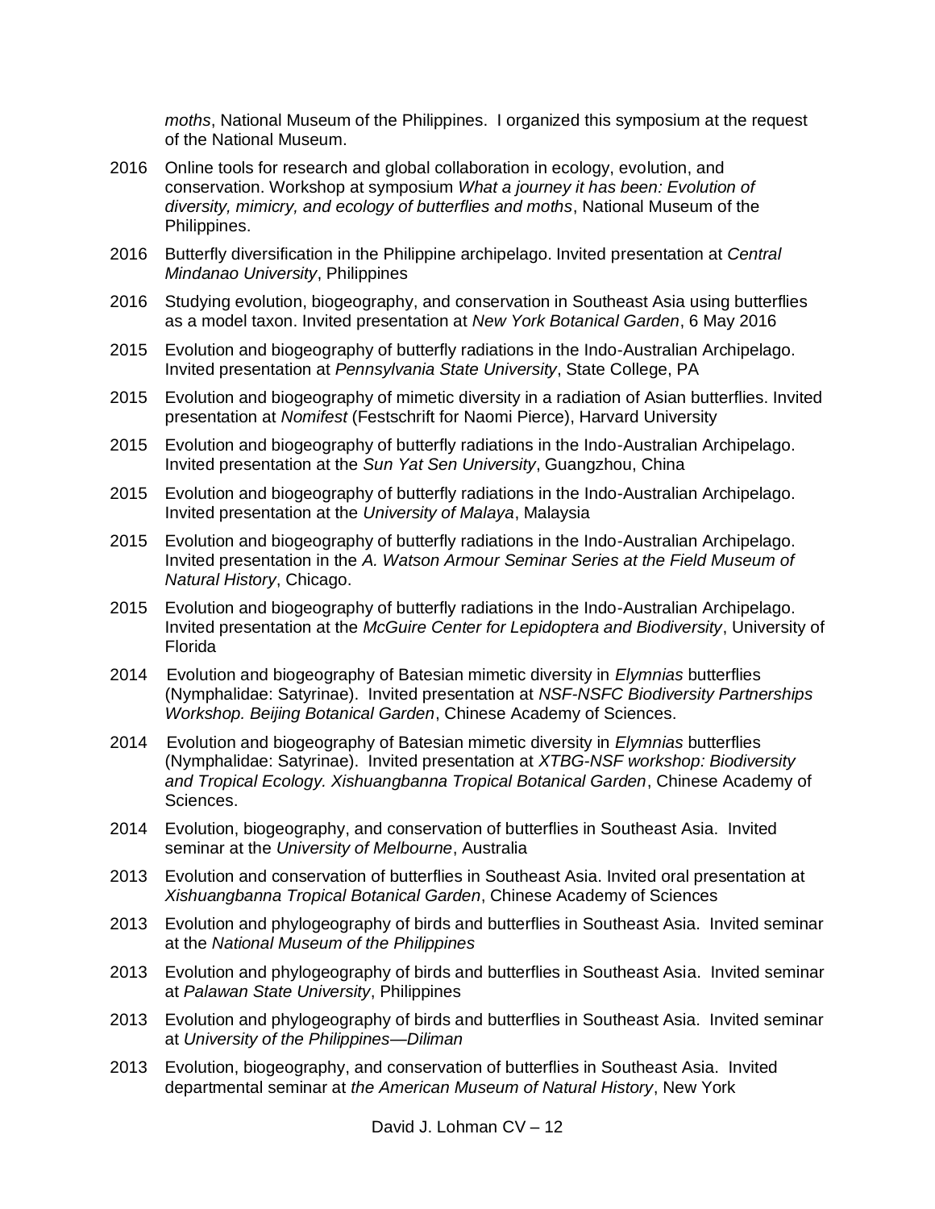*moths*, National Museum of the Philippines. I organized this symposium at the request of the National Museum.

2016 Online tools for research and global collaboration in ecology, evolution, and conservation. Workshop at symposium *What a journey it has been: Evolution of diversity, mimicry, and ecology of butterflies and moths*, National Museum of the Philippines.

2016 Butterfly diversification in the Philippine archipelago. Invited presentation at *Central Mindanao University*, Philippines

2016 Studying evolution, biogeography, and conservation in Southeast Asia using butterflies as a model taxon. Invited presentation at *New York Botanical Garden*, 6 May 2016

2015 Evolution and biogeography of butterfly radiations in the Indo-Australian Archipelago. Invited presentation at *Pennsylvania State University*, State College, PA

2015 Evolution and biogeography of mimetic diversity in a radiation of Asian butterflies. Invited presentation at *Nomifest* (Festschrift for Naomi Pierce), Harvard University

2015 Evolution and biogeography of butterfly radiations in the Indo-Australian Archipelago. Invited presentation at the *Sun Yat Sen University*, Guangzhou, China

2015 Evolution and biogeography of butterfly radiations in the Indo-Australian Archipelago. Invited presentation at the *University of Malaya*, Malaysia

2015 Evolution and biogeography of butterfly radiations in the Indo-Australian Archipelago. Invited presentation in the *A. Watson Armour Seminar Series at the Field Museum of Natural History*, Chicago.

2015 Evolution and biogeography of butterfly radiations in the Indo-Australian Archipelago. Invited presentation at the *McGuire Center for Lepidoptera and Biodiversity*, University of Florida

2014 Evolution and biogeography of Batesian mimetic diversity in *Elymnias* butterflies (Nymphalidae: Satyrinae). Invited presentation at *NSF-NSFC Biodiversity Partnerships Workshop. Beijing Botanical Garden*, Chinese Academy of Sciences.

2014 Evolution and biogeography of Batesian mimetic diversity in *Elymnias* butterflies (Nymphalidae: Satyrinae). Invited presentation at *XTBG-NSF workshop: Biodiversity and Tropical Ecology. Xishuangbanna Tropical Botanical Garden*, Chinese Academy of Sciences.

2014 Evolution, biogeography, and conservation of butterflies in Southeast Asia. Invited seminar at the *University of Melbourne*, Australia

2013 Evolution and conservation of butterflies in Southeast Asia. Invited oral presentation at *Xishuangbanna Tropical Botanical Garden*, Chinese Academy of Sciences

2013 Evolution and phylogeography of birds and butterflies in Southeast Asia. Invited seminar at the *National Museum of the Philippines*

2013 Evolution and phylogeography of birds and butterflies in Southeast Asia. Invited seminar at *Palawan State University*, Philippines

2013 Evolution and phylogeography of birds and butterflies in Southeast Asia. Invited seminar at *University of the Philippines—Diliman*

2013 Evolution, biogeography, and conservation of butterflies in Southeast Asia. Invited departmental seminar at *the American Museum of Natural History*, New York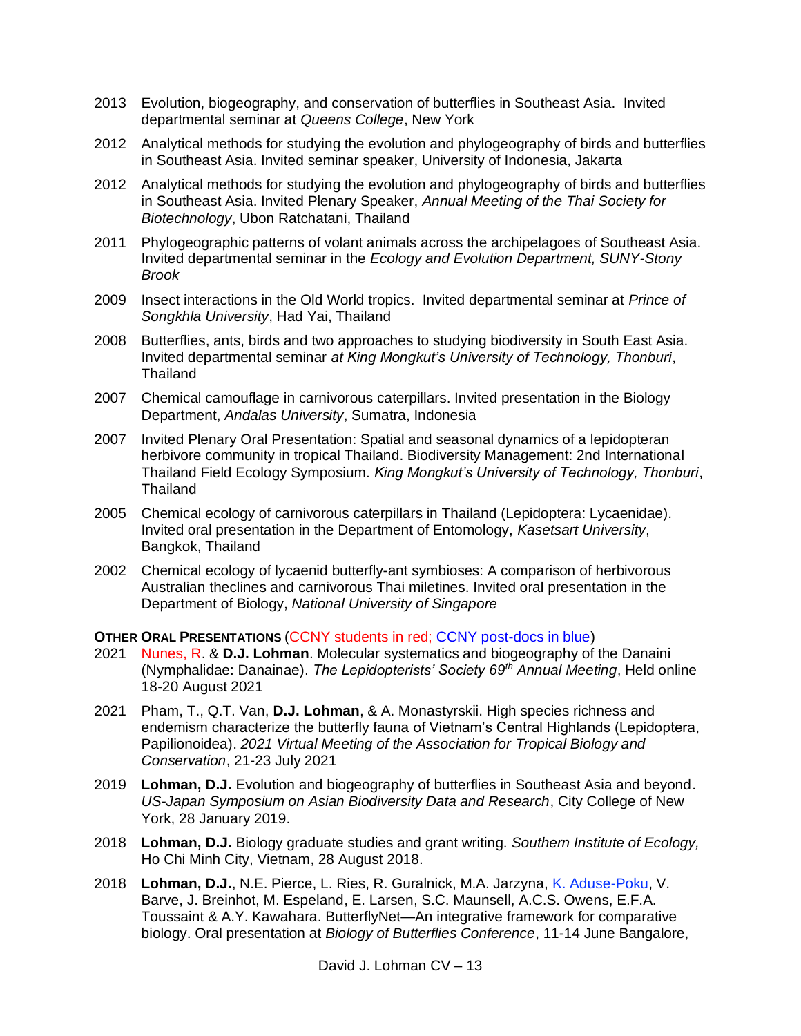2013 Evolution, biogeography, and conservation of butterflies in Southeast Asia. Invited departmental seminar at *Queens College*, New York

2012 Analytical methods for studying the evolution and phylogeography of birds and butterflies in Southeast Asia. Invited seminar speaker, University of Indonesia, Jakarta

2012 Analytical methods for studying the evolution and phylogeography of birds and butterflies in Southeast Asia. Invited Plenary Speaker, *Annual Meeting of the Thai Society for Biotechnology*, Ubon Ratchatani, Thailand

2011 Phylogeographic patterns of volant animals across the archipelagoes of Southeast Asia. Invited departmental seminar in the *Ecology and Evolution Department, SUNY-Stony Brook*

2009 Insect interactions in the Old World tropics. Invited departmental seminar at *Prince of Songkhla University*, Had Yai, Thailand

2008 Butterflies, ants, birds and two approaches to studying biodiversity in South East Asia. Invited departmental seminar *at King Mongkut's University of Technology, Thonburi*, Thailand

2007 Chemical camouflage in carnivorous caterpillars. Invited presentation in the Biology Department, *Andalas University*, Sumatra, Indonesia

2007 Invited Plenary Oral Presentation: Spatial and seasonal dynamics of a lepidopteran herbivore community in tropical Thailand. Biodiversity Management: 2nd International Thailand Field Ecology Symposium. *King Mongkut's University of Technology, Thonburi*, Thailand

2005 Chemical ecology of carnivorous caterpillars in Thailand (Lepidoptera: Lycaenidae). Invited oral presentation in the Department of Entomology, *Kasetsart University*, Bangkok, Thailand

2002 Chemical ecology of lycaenid butterfly-ant symbioses: A comparison of herbivorous Australian theclines and carnivorous Thai miletines. Invited oral presentation in the Department of Biology, *National University of Singapore*

**OTHER ORAL PRESENTATIONS** (CCNY students in red; CCNY post-docs in blue)

2021 Nunes, R. & **D.J. Lohman**. Molecular systematics and biogeography of the Danaini (Nymphalidae: Danainae). *The Lepidopterists' Society 69th Annual Meeting*, Held online 18-20 August 2021

2021 Pham, T., Q.T. Van, **D.J. Lohman**, & A. Monastyrskii. High species richness and endemism characterize the butterfly fauna of Vietnam's Central Highlands (Lepidoptera, Papilionoidea). *2021 Virtual Meeting of the Association for Tropical Biology and Conservation*, 21-23 July 2021

2019 **Lohman, D.J.** Evolution and biogeography of butterflies in Southeast Asia and beyond. *US-Japan Symposium on Asian Biodiversity Data and Research*, City College of New York, 28 January 2019.

2018 **Lohman, D.J.** Biology graduate studies and grant writing. *Southern Institute of Ecology,* Ho Chi Minh City, Vietnam, 28 August 2018.

2018 **Lohman, D.J.**, N.E. Pierce, L. Ries, R. Guralnick, M.A. Jarzyna, K. Aduse-Poku, V. Barve, J. Breinhot, M. Espeland, E. Larsen, S.C. Maunsell, A.C.S. Owens, E.F.A. Toussaint & A.Y. Kawahara. ButterflyNet—An integrative framework for comparative biology. Oral presentation at *Biology of Butterflies Conference*, 11-14 June Bangalore,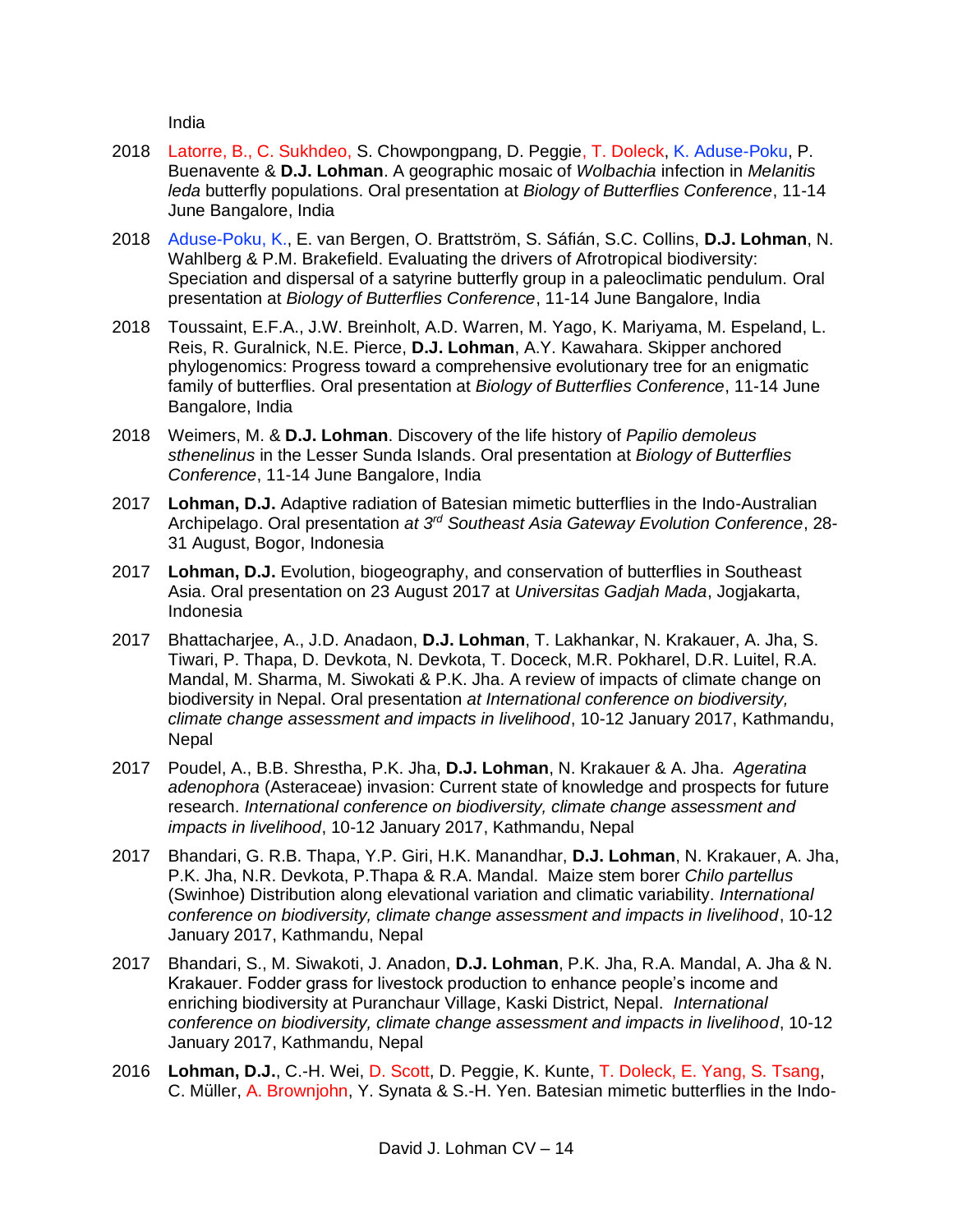India

2018 Latorre, B., C. Sukhdeo, S. Chowpongpang, D. Peggie, T. Doleck, K. Aduse-Poku, P. Buenavente & **D.J. Lohman**. A geographic mosaic of *Wolbachia* infection in *Melanitis leda* butterfly populations. Oral presentation at *Biology of Butterflies Conference*, 11-14 June Bangalore, India

2018 Aduse-Poku, K., E. van Bergen, O. Brattström, S. Sáfián, S.C. Collins, **D.J. Lohman**, N. Wahlberg & P.M. Brakefield. Evaluating the drivers of Afrotropical biodiversity: Speciation and dispersal of a satyrine butterfly group in a paleoclimatic pendulum. Oral presentation at *Biology of Butterflies Conference*, 11-14 June Bangalore, India

2018 Toussaint, E.F.A., J.W. Breinholt, A.D. Warren, M. Yago, K. Mariyama, M. Espeland, L. Reis, R. Guralnick, N.E. Pierce, **D.J. Lohman**, A.Y. Kawahara. Skipper anchored phylogenomics: Progress toward a comprehensive evolutionary tree for an enigmatic family of butterflies. Oral presentation at *Biology of Butterflies Conference*, 11-14 June Bangalore, India

2018 Weimers, M. & **D.J. Lohman**. Discovery of the life history of *Papilio demoleus sthenelinus* in the Lesser Sunda Islands. Oral presentation at *Biology of Butterflies Conference*, 11-14 June Bangalore, India

2017 **Lohman, D.J.** Adaptive radiation of Batesian mimetic butterflies in the Indo-Australian Archipelago. Oral presentation *at 3rd Southeast Asia Gateway Evolution Conference*, 28-31 August, Bogor, Indonesia

2017 **Lohman, D.J.** Evolution, biogeography, and conservation of butterflies in Southeast Asia. Oral presentation on 23 August 2017 at *Universitas Gadjah Mada*, Jogjakarta, Indonesia

2017 Bhattacharjee, A., J.D. Anadaon, **D.J. Lohman**, T. Lakhankar, N. Krakauer, A. Jha, S. Tiwari, P. Thapa, D. Devkota, N. Devkota, T. Doceck, M.R. Pokharel, D.R. Luitel, R.A. Mandal, M. Sharma, M. Siwokati & P.K. Jha. A review of impacts of climate change on biodiversity in Nepal. Oral presentation *at International conference on biodiversity, climate change assessment and impacts in livelihood*, 10-12 January 2017, Kathmandu, Nepal

2017 Poudel, A., B.B. Shrestha, P.K. Jha, **D.J. Lohman**, N. Krakauer & A. Jha. *Ageratina adenophora* (Asteraceae) invasion: Current state of knowledge and prospects for future research. *International conference on biodiversity, climate change assessment and impacts in livelihood*, 10-12 January 2017, Kathmandu, Nepal

2017 Bhandari, G. R.B. Thapa, Y.P. Giri, H.K. Manandhar, **D.J. Lohman**, N. Krakauer, A. Jha, P.K. Jha, N.R. Devkota, P.Thapa & R.A. Mandal. Maize stem borer *Chilo partellus* (Swinhoe) Distribution along elevational variation and climatic variability. *International conference on biodiversity, climate change assessment and impacts in livelihood*, 10-12 January 2017, Kathmandu, Nepal

2017 Bhandari, S., M. Siwakoti, J. Anadon, **D.J. Lohman**, P.K. Jha, R.A. Mandal, A. Jha & N. Krakauer. Fodder grass for livestock production to enhance people's income and enriching biodiversity at Puranchaur Village, Kaski District, Nepal. *International conference on biodiversity, climate change assessment and impacts in livelihood*, 10-12 January 2017, Kathmandu, Nepal

2016 **Lohman, D.J.**, C.-H. Wei, D. Scott, D. Peggie, K. Kunte, T. Doleck, E. Yang, S. Tsang, C. Müller, A. Brownjohn, Y. Synata & S.-H. Yen. Batesian mimetic butterflies in the Indo-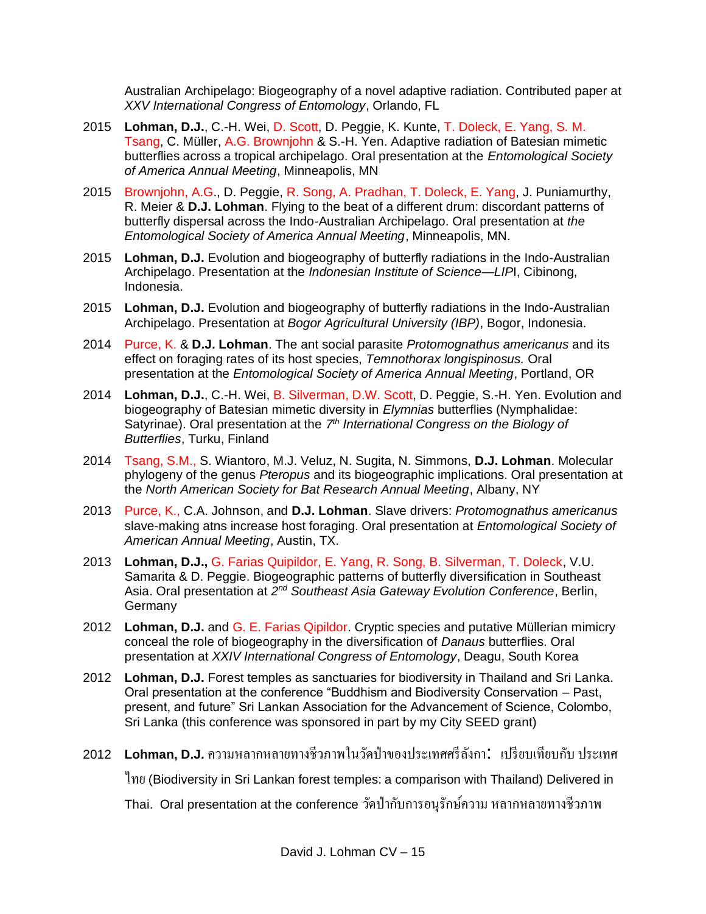Australian Archipelago: Biogeography of a novel adaptive radiation. Contributed paper at *XXV International Congress of Entomology*, Orlando, FL

2015 **Lohman, D.J.**, C.-H. Wei, D. Scott, D. Peggie, K. Kunte, T. Doleck, E. Yang, S. M. Tsang, C. Müller, A.G. Brownjohn & S.-H. Yen. Adaptive radiation of Batesian mimetic butterflies across a tropical archipelago. Oral presentation at the *Entomological Society of America Annual Meeting*, Minneapolis, MN

2015 Brownjohn, A.G., D. Peggie, R. Song, A. Pradhan, T. Doleck, E. Yang, J. Puniamurthy, R. Meier & **D.J. Lohman**. Flying to the beat of a different drum: discordant patterns of butterfly dispersal across the Indo-Australian Archipelago. Oral presentation at *the Entomological Society of America Annual Meeting*, Minneapolis, MN.

2015 **Lohman, D.J.** Evolution and biogeography of butterfly radiations in the Indo-Australian Archipelago. Presentation at the *Indonesian Institute of Science—LIP*I, Cibinong, Indonesia.

2015 **Lohman, D.J.** Evolution and biogeography of butterfly radiations in the Indo-Australian Archipelago. Presentation at *Bogor Agricultural University (IBP)*, Bogor, Indonesia.

2014 Purce, K. & **D.J. Lohman**. The ant social parasite *Protomognathus americanus* and its effect on foraging rates of its host species, *Temnothorax longispinosus.* Oral presentation at the *Entomological Society of America Annual Meeting*, Portland, OR

2014 **Lohman, D.J.**, C.-H. Wei, B. Silverman, D.W. Scott, D. Peggie, S.-H. Yen. Evolution and biogeography of Batesian mimetic diversity in *Elymnias* butterflies (Nymphalidae: Satyrinae). Oral presentation at the *7th International Congress on the Biology of Butterflies*, Turku, Finland

2014 Tsang, S.M., S. Wiantoro, M.J. Veluz, N. Sugita, N. Simmons, **D.J. Lohman**. Molecular phylogeny of the genus *Pteropus* and its biogeographic implications. Oral presentation at the *North American Society for Bat Research Annual Meeting*, Albany, NY

2013 Purce, K., C.A. Johnson, and **D.J. Lohman**. Slave drivers: *Protomognathus americanus* slave-making atns increase host foraging. Oral presentation at *Entomological Society of American Annual Meeting*, Austin, TX.

2013 **Lohman, D.J.,** G. Farias Quipildor, E. Yang, R. Song, B. Silverman, T. Doleck, V.U. Samarita & D. Peggie. Biogeographic patterns of butterfly diversification in Southeast Asia. Oral presentation at *2nd Southeast Asia Gateway Evolution Conference*, Berlin, Germany

2012 **Lohman, D.J.** and G. E. Farias Qipildor. Cryptic species and putative Müllerian mimicry conceal the role of biogeography in the diversification of *Danaus* butterflies. Oral presentation at *XXIV International Congress of Entomology*, Deagu, South Korea

2012 **Lohman, D.J.** Forest temples as sanctuaries for biodiversity in Thailand and Sri Lanka. Oral presentation at the conference “Buddhism and Biodiversity Conservation – Past, present, and future” Sri Lankan Association for the Advancement of Science, Colombo, Sri Lanka (this conference was sponsored in part by my City SEED grant)

2012 **Lohman, D.J.** ความหลากหลายทางชีวภาพในวัดป่าของประเทศศรีลังกา: เปรียบเทียบกับ ประเทศไทย (Biodiversity in Sri Lankan forest temples: a comparison with Thailand) Delivered in Thai. Oral presentation at the conference วัดป่ากับการอนุรักษ์ความ หลากหลายทางชีวภาพ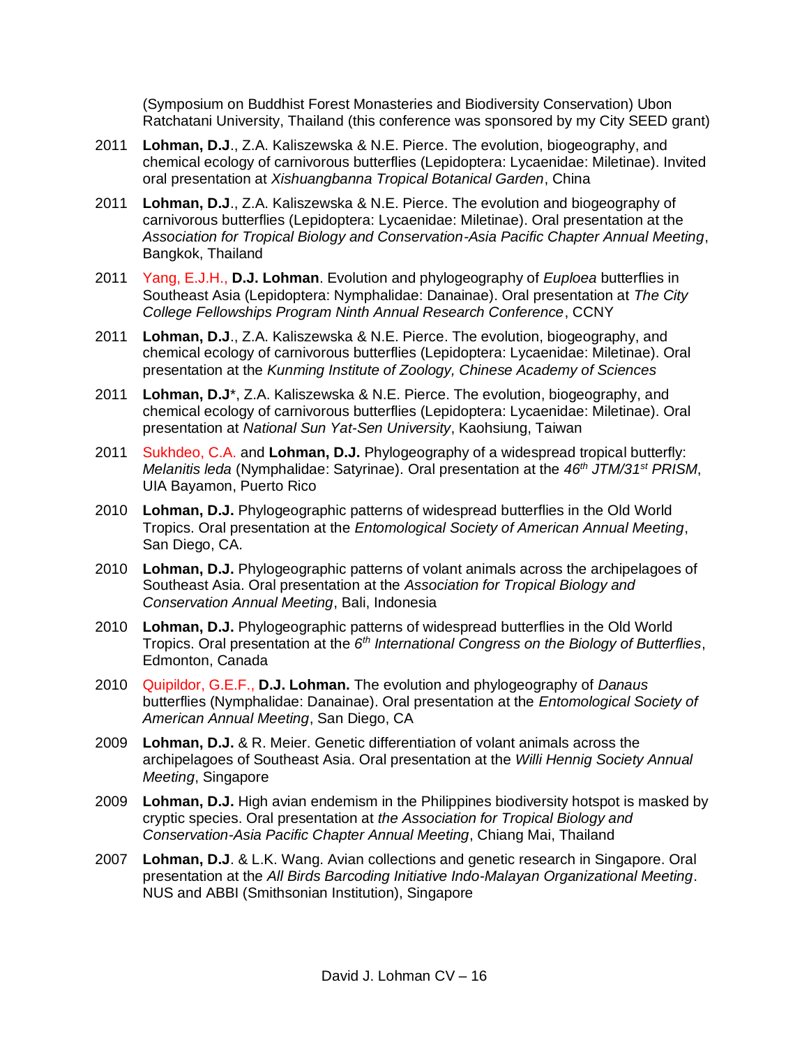(Symposium on Buddhist Forest Monasteries and Biodiversity Conservation) Ubon Ratchatani University, Thailand (this conference was sponsored by my City SEED grant)

2011 **Lohman, D.J**., Z.A. Kaliszewska & N.E. Pierce. The evolution, biogeography, and chemical ecology of carnivorous butterflies (Lepidoptera: Lycaenidae: Miletinae). Invited oral presentation at *Xishuangbanna Tropical Botanical Garden*, China

2011 **Lohman, D.J**., Z.A. Kaliszewska & N.E. Pierce. The evolution and biogeography of carnivorous butterflies (Lepidoptera: Lycaenidae: Miletinae). Oral presentation at the *Association for Tropical Biology and Conservation-Asia Pacific Chapter Annual Meeting*, Bangkok, Thailand

2011 Yang, E.J.H., **D.J. Lohman**. Evolution and phylogeography of *Euploea* butterflies in Southeast Asia (Lepidoptera: Nymphalidae: Danainae). Oral presentation at *The City College Fellowships Program Ninth Annual Research Conference*, CCNY

2011 **Lohman, D.J**., Z.A. Kaliszewska & N.E. Pierce. The evolution, biogeography, and chemical ecology of carnivorous butterflies (Lepidoptera: Lycaenidae: Miletinae). Oral presentation at the *Kunming Institute of Zoology, Chinese Academy of Sciences*

2011 **Lohman, D.J**\*, Z.A. Kaliszewska & N.E. Pierce. The evolution, biogeography, and chemical ecology of carnivorous butterflies (Lepidoptera: Lycaenidae: Miletinae). Oral presentation at *National Sun Yat-Sen University*, Kaohsiung, Taiwan

2011 Sukhdeo, C.A. and **Lohman, D.J.** Phylogeography of a widespread tropical butterfly: *Melanitis leda* (Nymphalidae: Satyrinae). Oral presentation at the *46th JTM/31st PRISM*, UIA Bayamon, Puerto Rico

2010 **Lohman, D.J.** Phylogeographic patterns of widespread butterflies in the Old World Tropics. Oral presentation at the *Entomological Society of American Annual Meeting*, San Diego, CA.

2010 **Lohman, D.J.** Phylogeographic patterns of volant animals across the archipelagoes of Southeast Asia. Oral presentation at the *Association for Tropical Biology and Conservation Annual Meeting*, Bali, Indonesia

2010 **Lohman, D.J.** Phylogeographic patterns of widespread butterflies in the Old World Tropics. Oral presentation at the *6th International Congress on the Biology of Butterflies*, Edmonton, Canada

2010 Quipildor, G.E.F., **D.J. Lohman.** The evolution and phylogeography of *Danaus* butterflies (Nymphalidae: Danainae). Oral presentation at the *Entomological Society of American Annual Meeting*, San Diego, CA

2009 **Lohman, D.J.** & R. Meier. Genetic differentiation of volant animals across the archipelagoes of Southeast Asia. Oral presentation at the *Willi Hennig Society Annual Meeting*, Singapore

2009 **Lohman, D.J.** High avian endemism in the Philippines biodiversity hotspot is masked by cryptic species. Oral presentation at *the Association for Tropical Biology and Conservation-Asia Pacific Chapter Annual Meeting*, Chiang Mai, Thailand

2007 **Lohman, D.J**. & L.K. Wang. Avian collections and genetic research in Singapore. Oral presentation at the *All Birds Barcoding Initiative Indo-Malayan Organizational Meeting*. NUS and ABBI (Smithsonian Institution), Singapore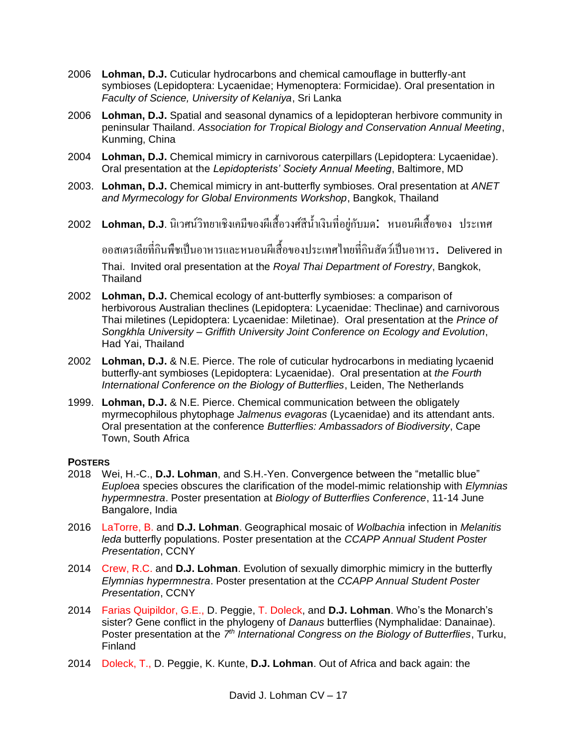2006 **Lohman, D.J.** Cuticular hydrocarbons and chemical camouflage in butterfly-ant symbioses (Lepidoptera: Lycaenidae; Hymenoptera: Formicidae). Oral presentation in *Faculty of Science, University of Kelaniya*, Sri Lanka

2006 **Lohman, D.J.** Spatial and seasonal dynamics of a lepidopteran herbivore community in peninsular Thailand. *Association for Tropical Biology and Conservation Annual Meeting*, Kunming, China

2004 **Lohman, D.J.** Chemical mimicry in carnivorous caterpillars (Lepidoptera: Lycaenidae). Oral presentation at the *Lepidopterists' Society Annual Meeting*, Baltimore, MD

2003. **Lohman, D.J.** Chemical mimicry in ant-butterfly symbioses. Oral presentation at *ANET and Myrmecology for Global Environments Workshop*, Bangkok, Thailand

2002 **Lohman, D.J**. นิเวศน์วิทยาเชิงเคมีของผีเสื้อวงศ์สีน้ำเงินที่อยู่กับมด: หนอนผีเสื้อของ ประเทศออสเตรเลียที่กินพืชเป็นอาหารและหนอนผีเสื้อของประเทศไทยที่กินสัตว์เป็นอาหาร. Delivered in Thai. Invited oral presentation at the *Royal Thai Department of Forestry*, Bangkok, Thailand

2002 **Lohman, D.J.** Chemical ecology of ant-butterfly symbioses: a comparison of herbivorous Australian theclines (Lepidoptera: Lycaenidae: Theclinae) and carnivorous Thai miletines (Lepidoptera: Lycaenidae: Miletinae). Oral presentation at the *Prince of Songkhla University – Griffith University Joint Conference on Ecology and Evolution*, Had Yai, Thailand

2002 **Lohman, D.J.** & N.E. Pierce. The role of cuticular hydrocarbons in mediating lycaenid butterfly-ant symbioses (Lepidoptera: Lycaenidae). Oral presentation at *the Fourth International Conference on the Biology of Butterflies*, Leiden, The Netherlands

1999. **Lohman, D.J.** & N.E. Pierce. Chemical communication between the obligately myrmecophilous phytophage *Jalmenus evagoras* (Lycaenidae) and its attendant ants. Oral presentation at the conference *Butterflies: Ambassadors of Biodiversity*, Cape Town, South Africa

**POSTERS**

2018 Wei, H.-C., **D.J. Lohman**, and S.H.-Yen. Convergence between the "metallic blue" *Euploea* species obscures the clarification of the model-mimic relationship with *Elymnias hypermnestra*. Poster presentation at *Biology of Butterflies Conference*, 11-14 June Bangalore, India

2016 LaTorre, B. and **D.J. Lohman**. Geographical mosaic of *Wolbachia* infection in *Melanitis leda* butterfly populations. Poster presentation at the *CCAPP Annual Student Poster Presentation*, CCNY

2014 Crew, R.C. and **D.J. Lohman**. Evolution of sexually dimorphic mimicry in the butterfly *Elymnias hypermnestra*. Poster presentation at the *CCAPP Annual Student Poster Presentation*, CCNY

2014 Farias Quipildor, G.E., D. Peggie, T. Doleck, and **D.J. Lohman**. Who's the Monarch's sister? Gene conflict in the phylogeny of *Danaus* butterflies (Nymphalidae: Danainae). Poster presentation at the *7th International Congress on the Biology of Butterflies*, Turku, Finland

2014 Doleck, T., D. Peggie, K. Kunte, **D.J. Lohman**. Out of Africa and back again: the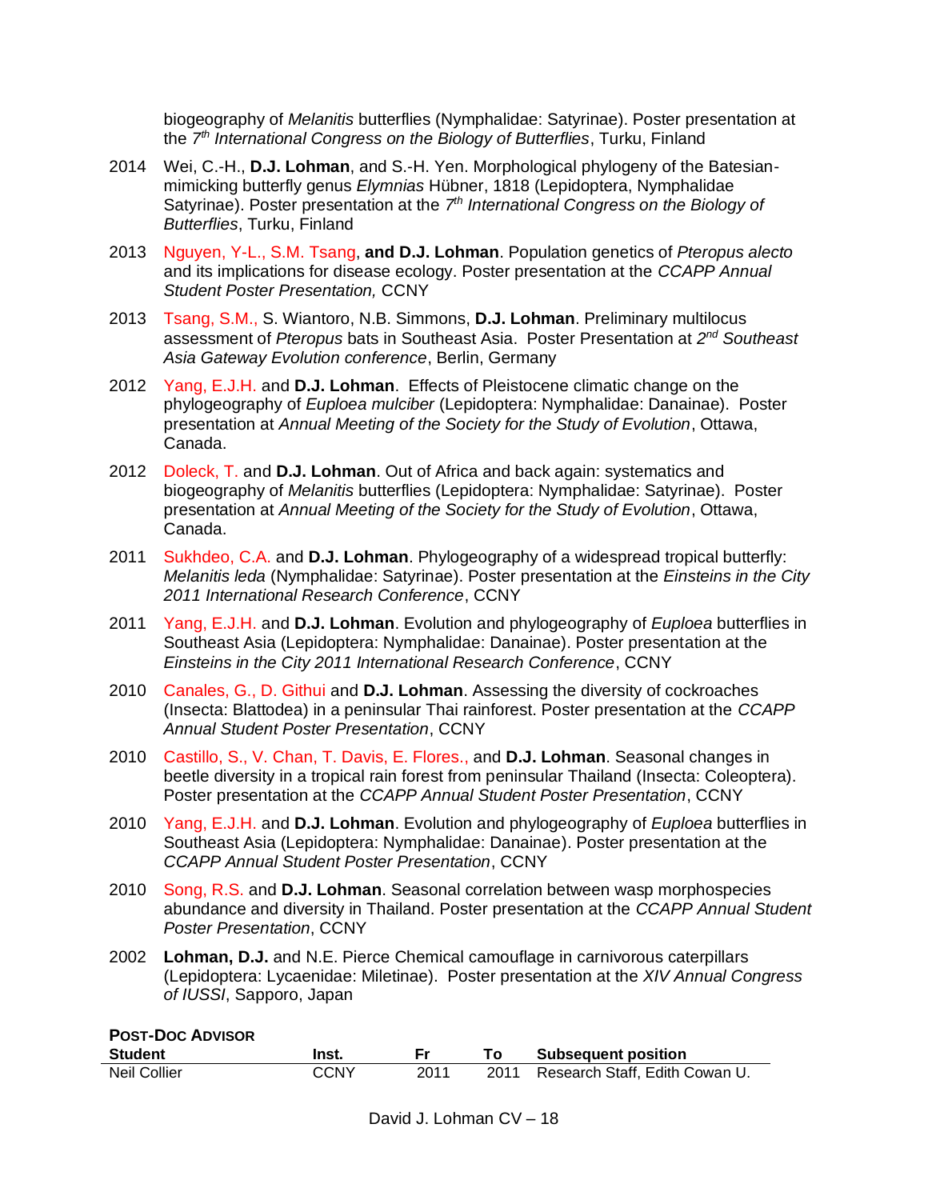biogeography of *Melanitis* butterflies (Nymphalidae: Satyrinae). Poster presentation at the 7th *International Congress on the Biology of Butterflies*, Turku, Finland

2014 Wei, C.-H., **D.J. Lohman**, and S.-H. Yen. Morphological phylogeny of the Batesian-mimicking butterfly genus *Elymnias* Hübner, 1818 (Lepidoptera, Nymphalidae Satyrinae). Poster presentation at the 7th *International Congress on the Biology of Butterflies*, Turku, Finland

2013 Nguyen, Y-L., S.M. Tsang, **and D.J. Lohman**. Population genetics of *Pteropus alecto* and its implications for disease ecology. Poster presentation at the *CCAPP Annual Student Poster Presentation,* CCNY

2013 Tsang, S.M., S. Wiantoro, N.B. Simmons, **D.J. Lohman**. Preliminary multilocus assessment of *Pteropus* bats in Southeast Asia. Poster Presentation at 2nd *Southeast Asia Gateway Evolution conference*, Berlin, Germany

2012 Yang, E.J.H. and **D.J. Lohman**. Effects of Pleistocene climatic change on the phylogeography of *Euploea mulciber* (Lepidoptera: Nymphalidae: Danainae). Poster presentation at *Annual Meeting of the Society for the Study of Evolution*, Ottawa, Canada.

2012 Doleck, T. and **D.J. Lohman**. Out of Africa and back again: systematics and biogeography of *Melanitis* butterflies (Lepidoptera: Nymphalidae: Satyrinae). Poster presentation at *Annual Meeting of the Society for the Study of Evolution*, Ottawa, Canada.

2011 Sukhdeo, C.A. and **D.J. Lohman**. Phylogeography of a widespread tropical butterfly: *Melanitis leda* (Nymphalidae: Satyrinae). Poster presentation at the *Einsteins in the City 2011 International Research Conference*, CCNY

2011 Yang, E.J.H. and **D.J. Lohman**. Evolution and phylogeography of *Euploea* butterflies in Southeast Asia (Lepidoptera: Nymphalidae: Danainae). Poster presentation at the *Einsteins in the City 2011 International Research Conference*, CCNY

2010 Canales, G., D. Githui and **D.J. Lohman**. Assessing the diversity of cockroaches (Insecta: Blattodea) in a peninsular Thai rainforest. Poster presentation at the *CCAPP Annual Student Poster Presentation*, CCNY

2010 Castillo, S., V. Chan, T. Davis, E. Flores., and **D.J. Lohman**. Seasonal changes in beetle diversity in a tropical rain forest from peninsular Thailand (Insecta: Coleoptera). Poster presentation at the *CCAPP Annual Student Poster Presentation*, CCNY

2010 Yang, E.J.H. and **D.J. Lohman**. Evolution and phylogeography of *Euploea* butterflies in Southeast Asia (Lepidoptera: Nymphalidae: Danainae). Poster presentation at the *CCAPP Annual Student Poster Presentation*, CCNY

2010 Song, R.S. and **D.J. Lohman**. Seasonal correlation between wasp morphospecies abundance and diversity in Thailand. Poster presentation at the *CCAPP Annual Student Poster Presentation*, CCNY

2002 **Lohman, D.J.** and N.E. Pierce Chemical camouflage in carnivorous caterpillars (Lepidoptera: Lycaenidae: Miletinae). Poster presentation at the *XIV Annual Congress of IUSSI*, Sapporo, Japan

**POST-DOC ADVISOR**

| Student | Inst. | Fr | To | Subsequent position |
|---|---|---|---|---|
| Neil Collier | CCNY | 2011 | 2011 | Research Staff, Edith Cowan U. |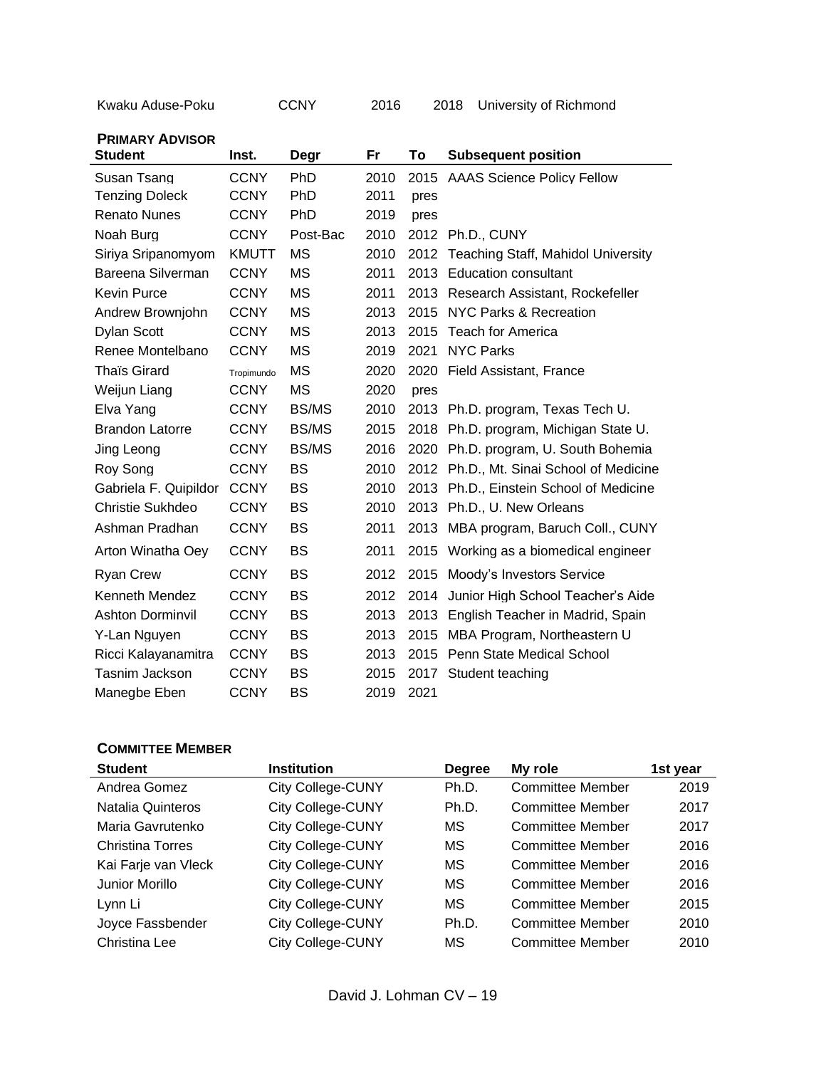| Kwaku Aduse-Poku | CCNY | 2016 | 2018 | University of Richmond |
|---|---|---|---|---|

**PRIMARY ADVISOR**

| Student | Inst. | Degr | Fr | To | Subsequent position |
|---|---|---|---|---|---|
| Susan Tsang | CCNY | PhD | 2010 | 2015 | AAAS Science Policy Fellow |
| Tenzing Doleck | CCNY | PhD | 2011 | pres | |
| Renato Nunes | CCNY | PhD | 2019 | pres | |
| Noah Burg | CCNY | Post-Bac | 2010 | 2012 | Ph.D., CUNY |
| Siriya Sripanomyom | KMUTT | MS | 2010 | 2012 | Teaching Staff, Mahidol University |
| Bareena Silverman | CCNY | MS | 2011 | 2013 | Education consultant |
| Kevin Purce | CCNY | MS | 2011 | 2013 | Research Assistant, Rockefeller |
| Andrew Brownjohn | CCNY | MS | 2013 | 2015 | NYC Parks & Recreation |
| Dylan Scott | CCNY | MS | 2013 | 2015 | Teach for America |
| Renee Montelbano | CCNY | MS | 2019 | 2021 | NYC Parks |
| Thaïs Girard | Tropimundo | MS | 2020 | 2020 | Field Assistant, France |
| Weijun Liang | CCNY | MS | 2020 | pres | |
| Elva Yang | CCNY | BS/MS | 2010 | 2013 | Ph.D. program, Texas Tech U. |
| Brandon Latorre | CCNY | BS/MS | 2015 | 2018 | Ph.D. program, Michigan State U. |
| Jing Leong | CCNY | BS/MS | 2016 | 2020 | Ph.D. program, U. South Bohemia |
| Roy Song | CCNY | BS | 2010 | 2012 | Ph.D., Mt. Sinai School of Medicine |
| Gabriela F. Quipildor | CCNY | BS | 2010 | 2013 | Ph.D., Einstein School of Medicine |
| Christie Sukhdeo | CCNY | BS | 2010 | 2013 | Ph.D., U. New Orleans |
| Ashman Pradhan | CCNY | BS | 2011 | 2013 | MBA program, Baruch Coll., CUNY |
| Arton Winatha Oey | CCNY | BS | 2011 | 2015 | Working as a biomedical engineer |
| Ryan Crew | CCNY | BS | 2012 | 2015 | Moody's Investors Service |
| Kenneth Mendez | CCNY | BS | 2012 | 2014 | Junior High School Teacher's Aide |
| Ashton Dorminvil | CCNY | BS | 2013 | 2013 | English Teacher in Madrid, Spain |
| Y-Lan Nguyen | CCNY | BS | 2013 | 2015 | MBA Program, Northeastern U |
| Ricci Kalayanamitra | CCNY | BS | 2013 | 2015 | Penn State Medical School |
| Tasnim Jackson | CCNY | BS | 2015 | 2017 | Student teaching |
| Manegbe Eben | CCNY | BS | 2019 | 2021 | |

**COMMITTEE MEMBER**

| Student | Institution | Degree | My role | 1st year |
|---|---|---|---|---|
| Andrea Gomez | City College-CUNY | Ph.D. | Committee Member | 2019 |
| Natalia Quinteros | City College-CUNY | Ph.D. | Committee Member | 2017 |
| Maria Gavrutenko | City College-CUNY | MS | Committee Member | 2017 |
| Christina Torres | City College-CUNY | MS | Committee Member | 2016 |
| Kai Farje van Vleck | City College-CUNY | MS | Committee Member | 2016 |
| Junior Morillo | City College-CUNY | MS | Committee Member | 2016 |
| Lynn Li | City College-CUNY | MS | Committee Member | 2015 |
| Joyce Fassbender | City College-CUNY | Ph.D. | Committee Member | 2010 |
| Christina Lee | City College-CUNY | MS | Committee Member | 2010 |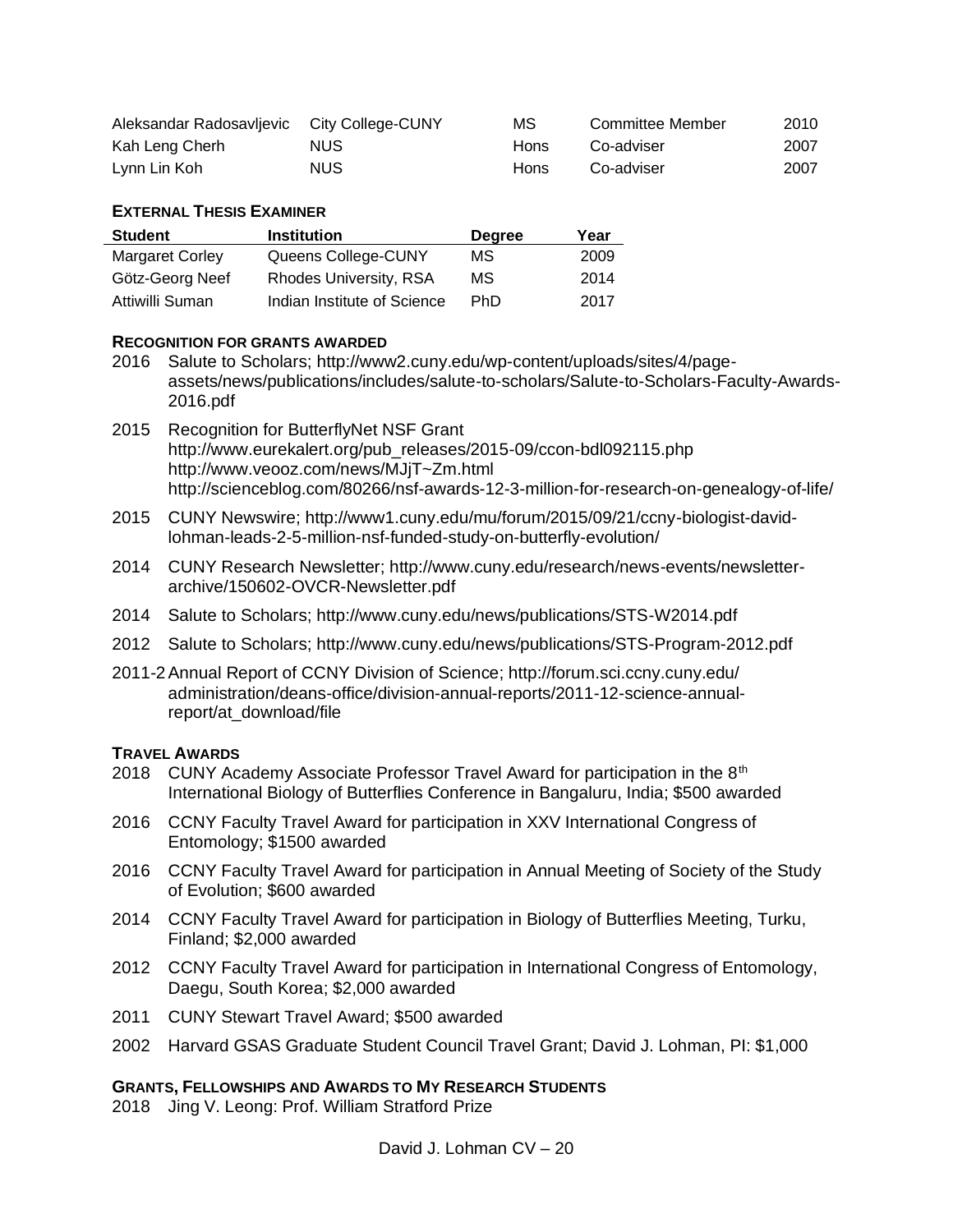| | | | | |
|---|---|---|---|---|
| Aleksandar Radosavljevic | City College-CUNY | MS | Committee Member | 2010 |
| Kah Leng Cherh | NUS | Hons | Co-adviser | 2007 |
| Lynn Lin Koh | NUS | Hons | Co-adviser | 2007 |

#### EXTERNAL THESIS EXAMINER

| Student | Institution | Degree | Year |
|---|---|---|---|
| Margaret Corley | Queens College-CUNY | MS | 2009 |
| Götz-Georg Neef | Rhodes University, RSA | MS | 2014 |
| Attiwilli Suman | Indian Institute of Science | PhD | 2017 |

#### RECOGNITION FOR GRANTS AWARDED

2016 Salute to Scholars; http://www2.cuny.edu/wp-content/uploads/sites/4/page-assets/news/publications/includes/salute-to-scholars/Salute-to-Scholars-Faculty-Awards-2016.pdf

2015 Recognition for ButterflyNet NSF Grant
http://www.eurekalert.org/pub_releases/2015-09/ccon-bdl092115.php
http://www.veooz.com/news/MJjT~Zm.html
http://scienceblog.com/80266/nsf-awards-12-3-million-for-research-on-genealogy-of-life/

2015 CUNY Newswire; http://www1.cuny.edu/mu/forum/2015/09/21/ccny-biologist-david-lohman-leads-2-5-million-nsf-funded-study-on-butterfly-evolution/

2014 CUNY Research Newsletter; http://www.cuny.edu/research/news-events/newsletter-archive/150602-OVCR-Newsletter.pdf

2014 Salute to Scholars; http://www.cuny.edu/news/publications/STS-W2014.pdf

2012 Salute to Scholars; http://www.cuny.edu/news/publications/STS-Program-2012.pdf

2011-2 Annual Report of CCNY Division of Science; http://forum.sci.ccny.cuny.edu/administration/deans-office/division-annual-reports/2011-12-science-annual-report/at_download/file

#### TRAVEL AWARDS

2018 CUNY Academy Associate Professor Travel Award for participation in the 8th International Biology of Butterflies Conference in Bangaluru, India; $500 awarded

2016 CCNY Faculty Travel Award for participation in XXV International Congress of Entomology; $1500 awarded

2016 CCNY Faculty Travel Award for participation in Annual Meeting of Society of the Study of Evolution; $600 awarded

2014 CCNY Faculty Travel Award for participation in Biology of Butterflies Meeting, Turku, Finland; $2,000 awarded

2012 CCNY Faculty Travel Award for participation in International Congress of Entomology, Daegu, South Korea; $2,000 awarded

2011 CUNY Stewart Travel Award; $500 awarded

2002 Harvard GSAS Graduate Student Council Travel Grant; David J. Lohman, PI: $1,000

#### GRANTS, FELLOWSHIPS AND AWARDS TO MY RESEARCH STUDENTS

2018 Jing V. Leong: Prof. William Stratford Prize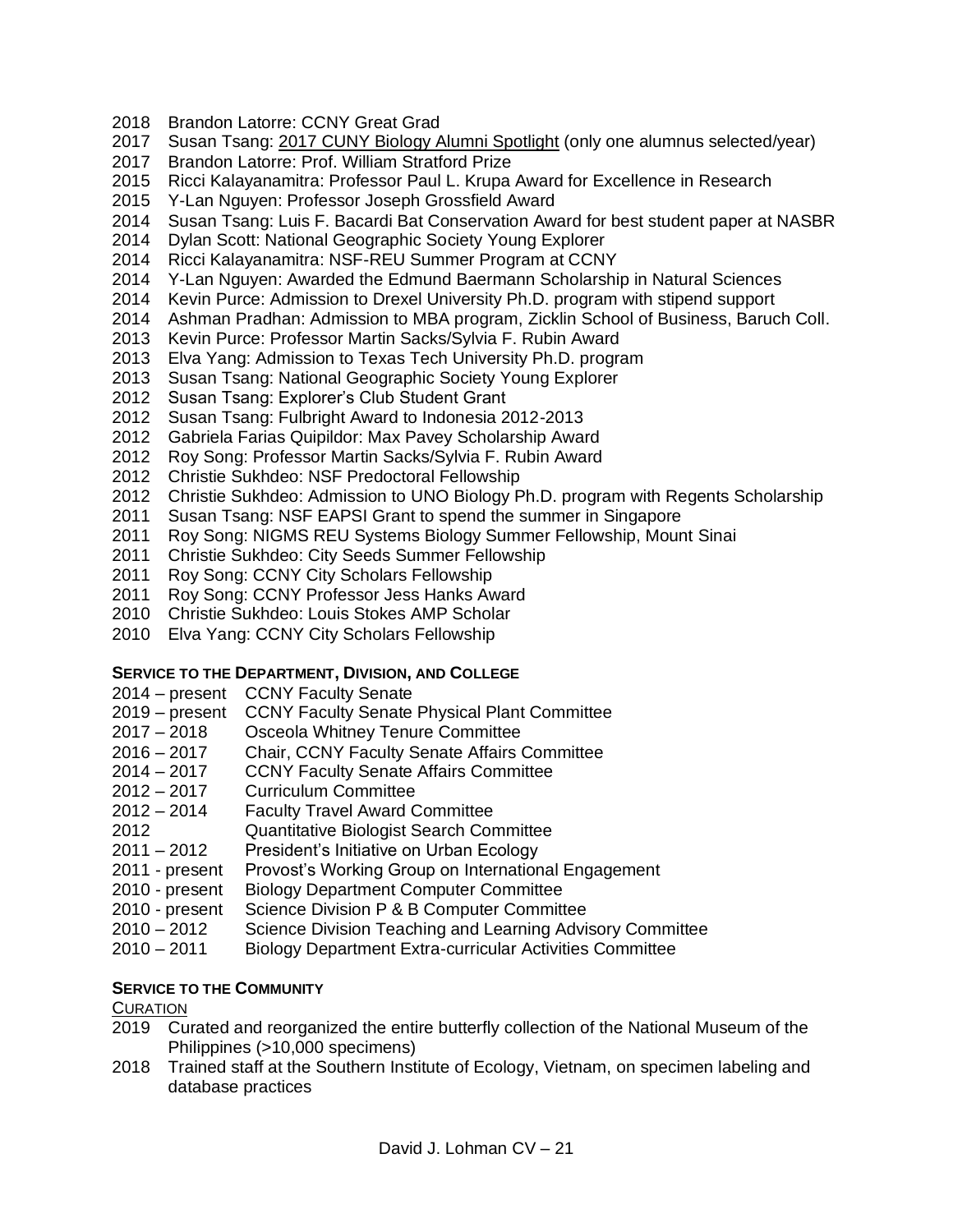2018 Brandon Latorre: CCNY Great Grad
2017 Susan Tsang: 2017 CUNY Biology Alumni Spotlight (only one alumnus selected/year)
2017 Brandon Latorre: Prof. William Stratford Prize
2015 Ricci Kalayanamitra: Professor Paul L. Krupa Award for Excellence in Research
2015 Y-Lan Nguyen: Professor Joseph Grossfield Award
2014 Susan Tsang: Luis F. Bacardi Bat Conservation Award for best student paper at NASBR
2014 Dylan Scott: National Geographic Society Young Explorer
2014 Ricci Kalayanamitra: NSF-REU Summer Program at CCNY
2014 Y-Lan Nguyen: Awarded the Edmund Baermann Scholarship in Natural Sciences
2014 Kevin Purce: Admission to Drexel University Ph.D. program with stipend support
2014 Ashman Pradhan: Admission to MBA program, Zicklin School of Business, Baruch Coll.
2013 Kevin Purce: Professor Martin Sacks/Sylvia F. Rubin Award
2013 Elva Yang: Admission to Texas Tech University Ph.D. program
2013 Susan Tsang: National Geographic Society Young Explorer
2012 Susan Tsang: Explorer's Club Student Grant
2012 Susan Tsang: Fulbright Award to Indonesia 2012-2013
2012 Gabriela Farias Quipildor: Max Pavey Scholarship Award
2012 Roy Song: Professor Martin Sacks/Sylvia F. Rubin Award
2012 Christie Sukhdeo: NSF Predoctoral Fellowship
2012 Christie Sukhdeo: Admission to UNO Biology Ph.D. program with Regents Scholarship
2011 Susan Tsang: NSF EAPSI Grant to spend the summer in Singapore
2011 Roy Song: NIGMS REU Systems Biology Summer Fellowship, Mount Sinai
2011 Christie Sukhdeo: City Seeds Summer Fellowship
2011 Roy Song: CCNY City Scholars Fellowship
2011 Roy Song: CCNY Professor Jess Hanks Award
2010 Christie Sukhdeo: Louis Stokes AMP Scholar
2010 Elva Yang: CCNY City Scholars Fellowship

**SERVICE TO THE DEPARTMENT, DIVISION, AND COLLEGE**

2014 – present CCNY Faculty Senate
2019 – present CCNY Faculty Senate Physical Plant Committee
2017 – 2018 Osceola Whitney Tenure Committee
2016 – 2017 Chair, CCNY Faculty Senate Affairs Committee
2014 – 2017 CCNY Faculty Senate Affairs Committee
2012 – 2017 Curriculum Committee
2012 – 2014 Faculty Travel Award Committee
2012 Quantitative Biologist Search Committee
2011 – 2012 President's Initiative on Urban Ecology
2011 - present Provost's Working Group on International Engagement
2010 - present Biology Department Computer Committee
2010 - present Science Division P & B Computer Committee
2010 – 2012 Science Division Teaching and Learning Advisory Committee
2010 – 2011 Biology Department Extra-curricular Activities Committee

**SERVICE TO THE COMMUNITY**

CURATION

2019 Curated and reorganized the entire butterfly collection of the National Museum of the Philippines (>10,000 specimens)
2018 Trained staff at the Southern Institute of Ecology, Vietnam, on specimen labeling and database practices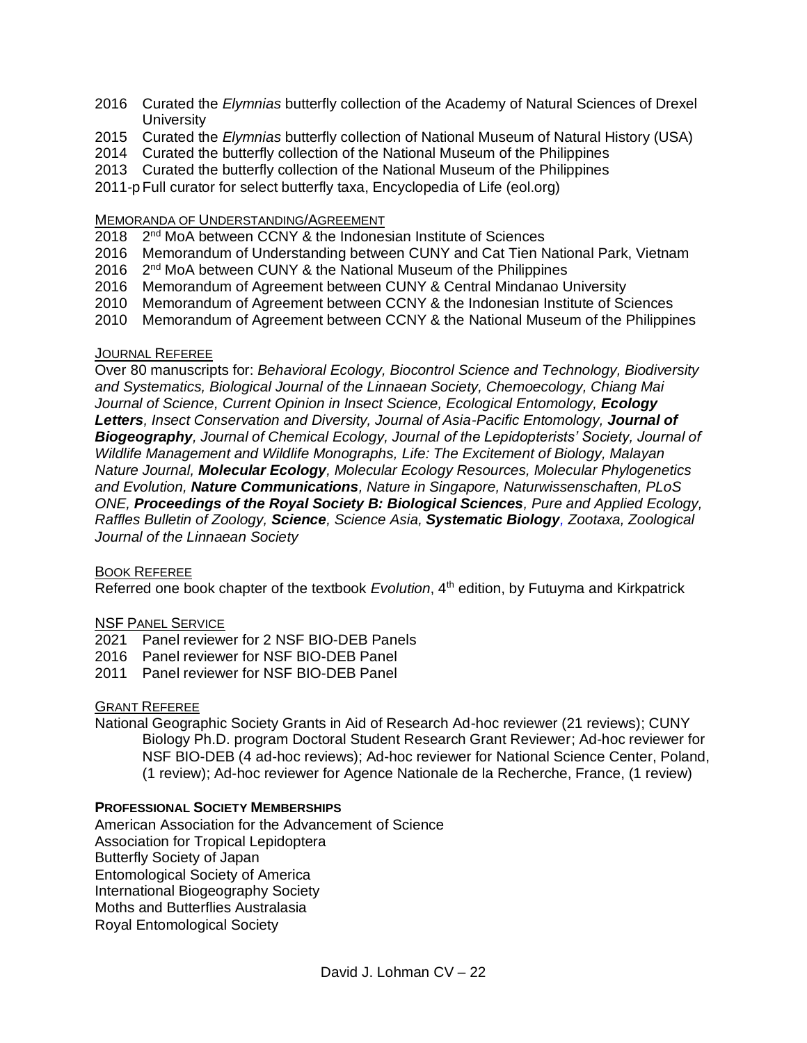2016 Curated the *Elymnias* butterfly collection of the Academy of Natural Sciences of Drexel University
2015 Curated the *Elymnias* butterfly collection of National Museum of Natural History (USA)
2014 Curated the butterfly collection of the National Museum of the Philippines
2013 Curated the butterfly collection of the National Museum of the Philippines
2011-p Full curator for select butterfly taxa, Encyclopedia of Life (eol.org)

#### MEMORANDA OF UNDERSTANDING/AGREEMENT

2018 2nd MoA between CCNY & the Indonesian Institute of Sciences
2016 Memorandum of Understanding between CUNY and Cat Tien National Park, Vietnam
2016 2nd MoA between CUNY & the National Museum of the Philippines
2016 Memorandum of Agreement between CUNY & Central Mindanao University
2010 Memorandum of Agreement between CCNY & the Indonesian Institute of Sciences
2010 Memorandum of Agreement between CCNY & the National Museum of the Philippines

#### JOURNAL REFEREE

Over 80 manuscripts for: *Behavioral Ecology, Biocontrol Science and Technology, Biodiversity and Systematics, Biological Journal of the Linnaean Society, Chemoecology, Chiang Mai Journal of Science, Current Opinion in Insect Science, Ecological Entomology,* ***Ecology Letters****, Insect Conservation and Diversity, Journal of Asia-Pacific Entomology,* ***Journal of Biogeography****, Journal of Chemical Ecology, Journal of the Lepidopterists' Society, Journal of Wildlife Management and Wildlife Monographs, Life: The Excitement of Biology, Malayan Nature Journal,* ***Molecular Ecology****, Molecular Ecology Resources, Molecular Phylogenetics and Evolution,* ***Nature Communications****, Nature in Singapore, Naturwissenschaften, PLoS ONE,* ***Proceedings of the Royal Society B: Biological Sciences****, Pure and Applied Ecology, Raffles Bulletin of Zoology,* ***Science****, Science Asia,* ***Systematic Biology****, Zootaxa, Zoological Journal of the Linnaean Society*

#### BOOK REFEREE

Referred one book chapter of the textbook *Evolution*, 4th edition, by Futuyma and Kirkpatrick

#### NSF PANEL SERVICE

2021 Panel reviewer for 2 NSF BIO-DEB Panels
2016 Panel reviewer for NSF BIO-DEB Panel
2011 Panel reviewer for NSF BIO-DEB Panel

#### GRANT REFEREE

National Geographic Society Grants in Aid of Research Ad-hoc reviewer (21 reviews); CUNY Biology Ph.D. program Doctoral Student Research Grant Reviewer; Ad-hoc reviewer for NSF BIO-DEB (4 ad-hoc reviews); Ad-hoc reviewer for National Science Center, Poland, (1 review); Ad-hoc reviewer for Agence Nationale de la Recherche, France, (1 review)

### PROFESSIONAL SOCIETY MEMBERSHIPS

American Association for the Advancement of Science
Association for Tropical Lepidoptera
Butterfly Society of Japan
Entomological Society of America
International Biogeography Society
Moths and Butterflies Australasia
Royal Entomological Society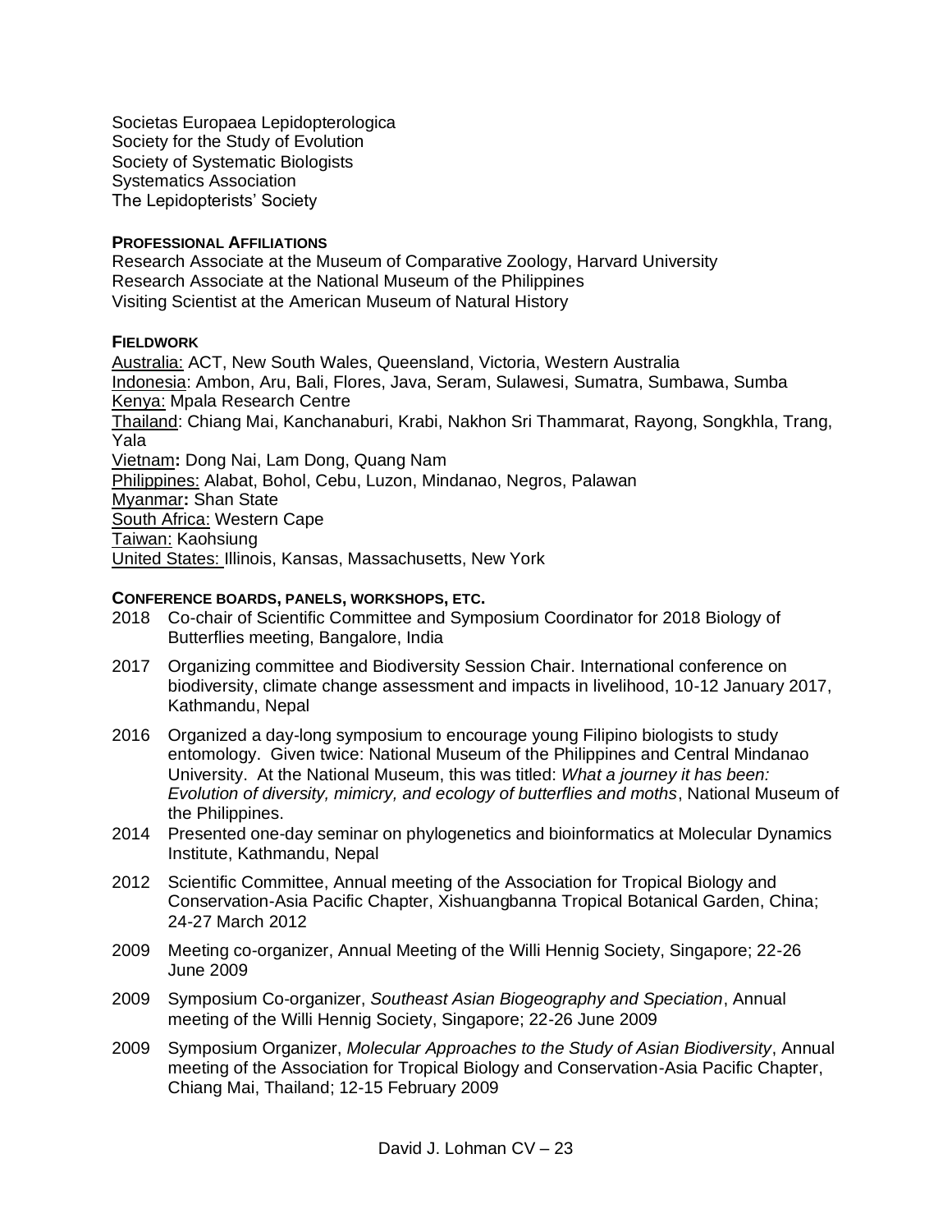Societas Europaea Lepidopterologica
Society for the Study of Evolution
Society of Systematic Biologists
Systematics Association
The Lepidopterists' Society

### Professional Affiliations

Research Associate at the Museum of Comparative Zoology, Harvard University
Research Associate at the National Museum of the Philippines
Visiting Scientist at the American Museum of Natural History

### Fieldwork

Australia: ACT, New South Wales, Queensland, Victoria, Western Australia
Indonesia: Ambon, Aru, Bali, Flores, Java, Seram, Sulawesi, Sumatra, Sumbawa, Sumba
Kenya: Mpala Research Centre
Thailand: Chiang Mai, Kanchanaburi, Krabi, Nakhon Sri Thammarat, Rayong, Songkhla, Trang, Yala
Vietnam**:** Dong Nai, Lam Dong, Quang Nam
Philippines: Alabat, Bohol, Cebu, Luzon, Mindanao, Negros, Palawan
Myanmar**:** Shan State
South Africa: Western Cape
Taiwan: Kaohsiung
United States: Illinois, Kansas, Massachusetts, New York

### Conference boards, panels, workshops, etc.

2018 Co-chair of Scientific Committee and Symposium Coordinator for 2018 Biology of Butterflies meeting, Bangalore, India

2017 Organizing committee and Biodiversity Session Chair. International conference on biodiversity, climate change assessment and impacts in livelihood, 10-12 January 2017, Kathmandu, Nepal

2016 Organized a day-long symposium to encourage young Filipino biologists to study entomology. Given twice: National Museum of the Philippines and Central Mindanao University. At the National Museum, this was titled: *What a journey it has been: Evolution of diversity, mimicry, and ecology of butterflies and moths*, National Museum of the Philippines.

2014 Presented one-day seminar on phylogenetics and bioinformatics at Molecular Dynamics Institute, Kathmandu, Nepal

2012 Scientific Committee, Annual meeting of the Association for Tropical Biology and Conservation-Asia Pacific Chapter, Xishuangbanna Tropical Botanical Garden, China; 24-27 March 2012

2009 Meeting co-organizer, Annual Meeting of the Willi Hennig Society, Singapore; 22-26 June 2009

2009 Symposium Co-organizer, *Southeast Asian Biogeography and Speciation*, Annual meeting of the Willi Hennig Society, Singapore; 22-26 June 2009

2009 Symposium Organizer, *Molecular Approaches to the Study of Asian Biodiversity*, Annual meeting of the Association for Tropical Biology and Conservation-Asia Pacific Chapter, Chiang Mai, Thailand; 12-15 February 2009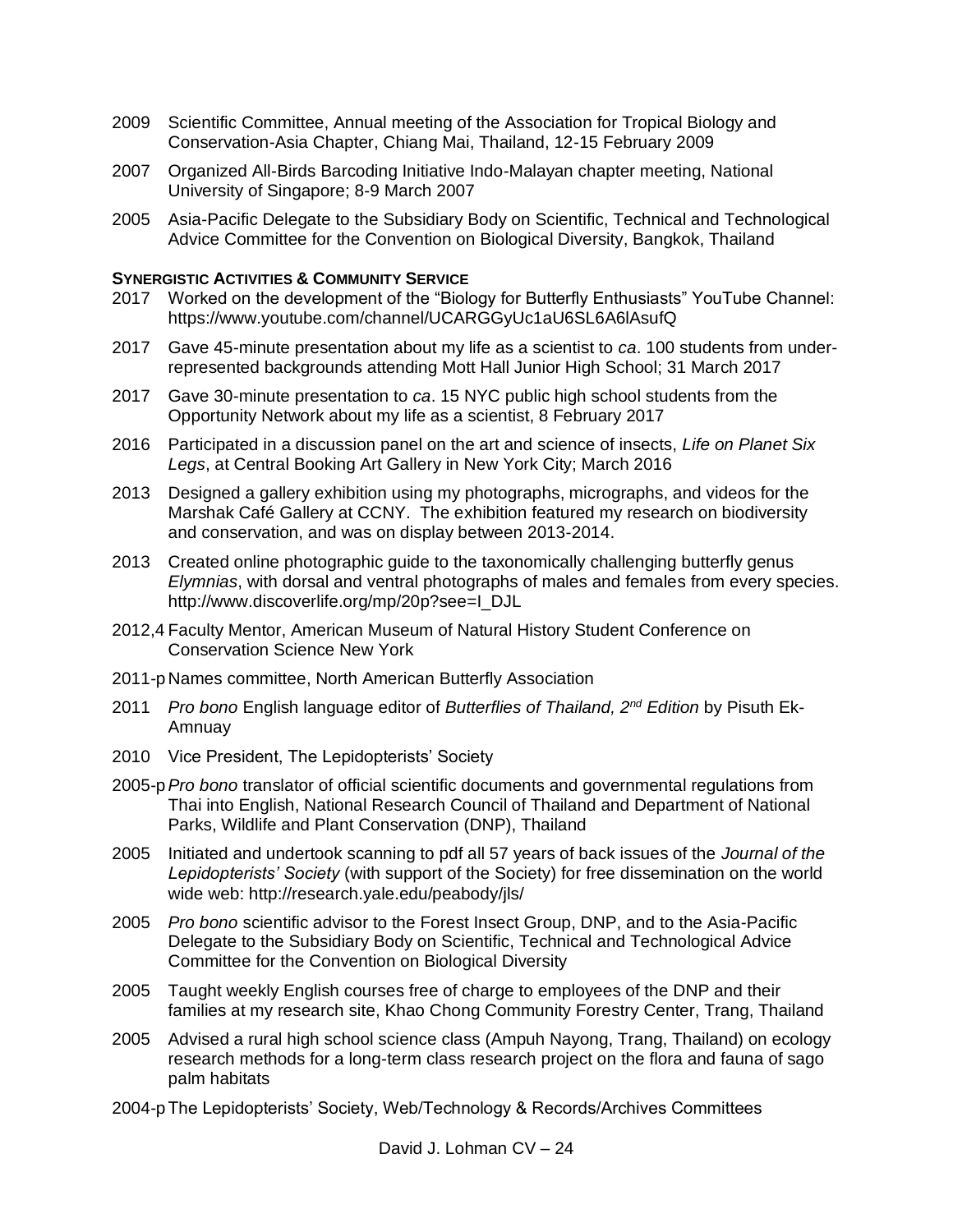2009 Scientific Committee, Annual meeting of the Association for Tropical Biology and Conservation-Asia Chapter, Chiang Mai, Thailand, 12-15 February 2009

2007 Organized All-Birds Barcoding Initiative Indo-Malayan chapter meeting, National University of Singapore; 8-9 March 2007

2005 Asia-Pacific Delegate to the Subsidiary Body on Scientific, Technical and Technological Advice Committee for the Convention on Biological Diversity, Bangkok, Thailand

**SYNERGISTIC ACTIVITIES & COMMUNITY SERVICE**

2017 Worked on the development of the "Biology for Butterfly Enthusiasts" YouTube Channel: https://www.youtube.com/channel/UCARGGyUc1aU6SL6A6lAsufQ

2017 Gave 45-minute presentation about my life as a scientist to *ca*. 100 students from under-represented backgrounds attending Mott Hall Junior High School; 31 March 2017

2017 Gave 30-minute presentation to *ca*. 15 NYC public high school students from the Opportunity Network about my life as a scientist, 8 February 2017

2016 Participated in a discussion panel on the art and science of insects, *Life on Planet Six Legs*, at Central Booking Art Gallery in New York City; March 2016

2013 Designed a gallery exhibition using my photographs, micrographs, and videos for the Marshak Café Gallery at CCNY. The exhibition featured my research on biodiversity and conservation, and was on display between 2013-2014.

2013 Created online photographic guide to the taxonomically challenging butterfly genus *Elymnias*, with dorsal and ventral photographs of males and females from every species. http://www.discoverlife.org/mp/20p?see=I_DJL

2012,4 Faculty Mentor, American Museum of Natural History Student Conference on Conservation Science New York

2011-p Names committee, North American Butterfly Association

2011 *Pro bono* English language editor of *Butterflies of Thailand, 2nd Edition* by Pisuth Ek-Amnuay

2010 Vice President, The Lepidopterists' Society

2005-p *Pro bono* translator of official scientific documents and governmental regulations from Thai into English, National Research Council of Thailand and Department of National Parks, Wildlife and Plant Conservation (DNP), Thailand

2005 Initiated and undertook scanning to pdf all 57 years of back issues of the *Journal of the Lepidopterists' Society* (with support of the Society) for free dissemination on the world wide web: http://research.yale.edu/peabody/jls/

2005 *Pro bono* scientific advisor to the Forest Insect Group, DNP, and to the Asia-Pacific Delegate to the Subsidiary Body on Scientific, Technical and Technological Advice Committee for the Convention on Biological Diversity

2005 Taught weekly English courses free of charge to employees of the DNP and their families at my research site, Khao Chong Community Forestry Center, Trang, Thailand

2005 Advised a rural high school science class (Ampuh Nayong, Trang, Thailand) on ecology research methods for a long-term class research project on the flora and fauna of sago palm habitats

2004-p The Lepidopterists' Society, Web/Technology & Records/Archives Committees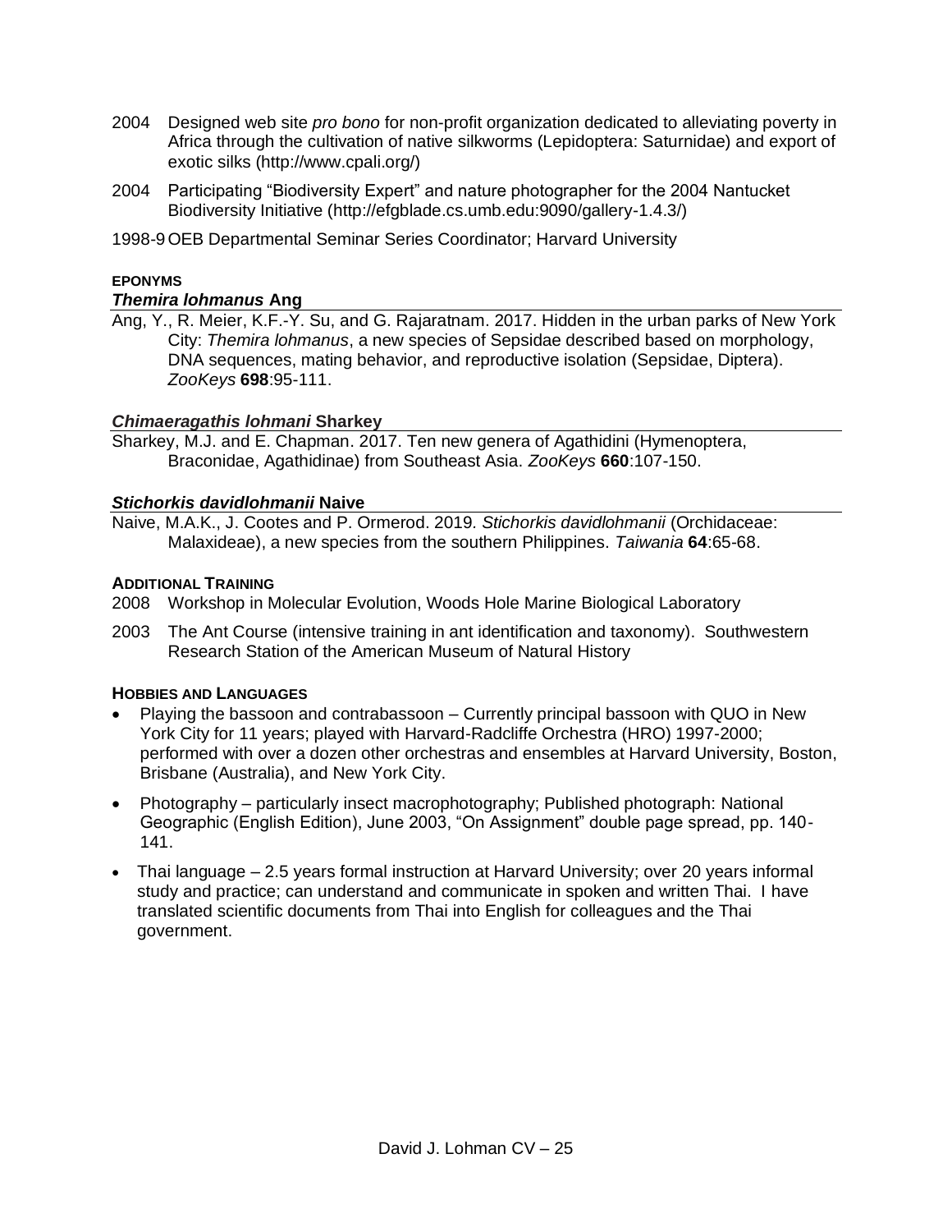- 2004 Designed web site *pro bono* for non-profit organization dedicated to alleviating poverty in Africa through the cultivation of native silkworms (Lepidoptera: Saturnidae) and export of exotic silks (http://www.cpali.org/)
- 2004 Participating "Biodiversity Expert" and nature photographer for the 2004 Nantucket Biodiversity Initiative (http://efgblade.cs.umb.edu:9090/gallery-1.4.3/)
- 1998-9 OEB Departmental Seminar Series Coordinator; Harvard University

#### EPONYMS

##### *Themira lohmanus* Ang

Ang, Y., R. Meier, K.F.-Y. Su, and G. Rajaratnam. 2017. Hidden in the urban parks of New York City: *Themira lohmanus*, a new species of Sepsidae described based on morphology, DNA sequences, mating behavior, and reproductive isolation (Sepsidae, Diptera). *ZooKeys* **698**:95-111.

##### *Chimaeragathis lohmani* Sharkey

Sharkey, M.J. and E. Chapman. 2017. Ten new genera of Agathidini (Hymenoptera, Braconidae, Agathidinae) from Southeast Asia. *ZooKeys* **660**:107-150.

##### *Stichorkis davidlohmanii* Naive

Naive, M.A.K., J. Cootes and P. Ormerod. 2019. *Stichorkis davidlohmanii* (Orchidaceae: Malaxideae), a new species from the southern Philippines. *Taiwania* **64**:65-68.

#### ADDITIONAL TRAINING

- 2008 Workshop in Molecular Evolution, Woods Hole Marine Biological Laboratory
- 2003 The Ant Course (intensive training in ant identification and taxonomy). Southwestern Research Station of the American Museum of Natural History

#### HOBBIES AND LANGUAGES

- Playing the bassoon and contrabassoon – Currently principal bassoon with QUO in New York City for 11 years; played with Harvard-Radcliffe Orchestra (HRO) 1997-2000; performed with over a dozen other orchestras and ensembles at Harvard University, Boston, Brisbane (Australia), and New York City.
- Photography – particularly insect macrophotography; Published photograph: National Geographic (English Edition), June 2003, "On Assignment" double page spread, pp. 140-141.
- Thai language – 2.5 years formal instruction at Harvard University; over 20 years informal study and practice; can understand and communicate in spoken and written Thai. I have translated scientific documents from Thai into English for colleagues and the Thai government.